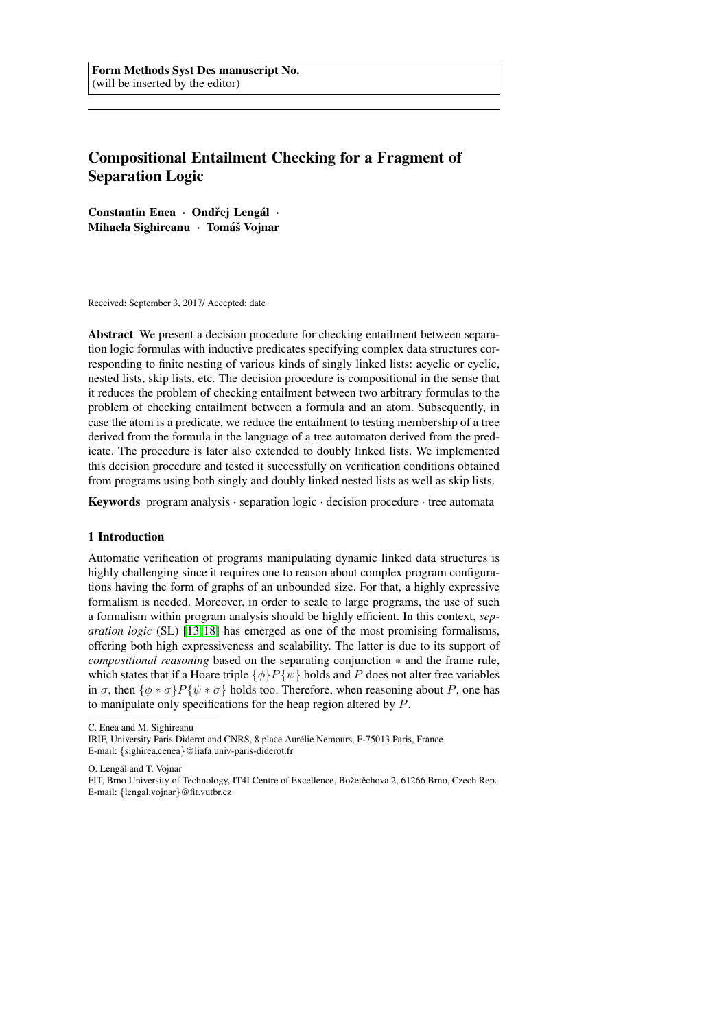**Form Methods Syst Des manuscript No.**
(will be inserted by the editor)

# Compositional Entailment Checking for a Fragment of Separation Logic

**Constantin Enea · Ondřej Lengál · Mihaela Sighireanu · Tomáš Vojnar**

Received: September 3, 2017/ Accepted: date

**Abstract** We present a decision procedure for checking entailment between separation logic formulas with inductive predicates specifying complex data structures corresponding to finite nesting of various kinds of singly linked lists: acyclic or cyclic, nested lists, skip lists, etc. The decision procedure is compositional in the sense that it reduces the problem of checking entailment between two arbitrary formulas to the problem of checking entailment between a formula and an atom. Subsequently, in case the atom is a predicate, we reduce the entailment to testing membership of a tree derived from the formula in the language of a tree automaton derived from the predicate. The procedure is later also extended to doubly linked lists. We implemented this decision procedure and tested it successfully on verification conditions obtained from programs using both singly and doubly linked nested lists as well as skip lists.

**Keywords** program analysis · separation logic · decision procedure · tree automata

## 1 Introduction

Automatic verification of programs manipulating dynamic linked data structures is highly challenging since it requires one to reason about complex program configurations having the form of graphs of an unbounded size. For that, a highly expressive formalism is needed. Moreover, in order to scale to large programs, the use of such a formalism within program analysis should be highly efficient. In this context, *separation logic* (SL) [13,18] has emerged as one of the most promising formalisms, offering both high expressiveness and scalability. The latter is due to its support of *compositional reasoning* based on the separating conjunction $*$ and the frame rule, which states that if a Hoare triple $\{\phi\}P\{\psi\}$ holds and $P$ does not alter free variables in $\sigma$, then $\{\phi * \sigma\}P\{\psi * \sigma\}$ holds too. Therefore, when reasoning about $P$, one has to manipulate only specifications for the heap region altered by $P$.

C. Enea and M. Sighireanu
IRIF, University Paris Diderot and CNRS, 8 place Aurélie Nemours, F-75013 Paris, France
E-mail: {sighirea,cenea}@liafa.univ-paris-diderot.fr

O. Lengál and T. Vojnar
FIT, Brno University of Technology, IT4I Centre of Excellence, Božetěchova 2, 61266 Brno, Czech Rep.
E-mail: {lengal,vojnar}@fit.vutbr.cz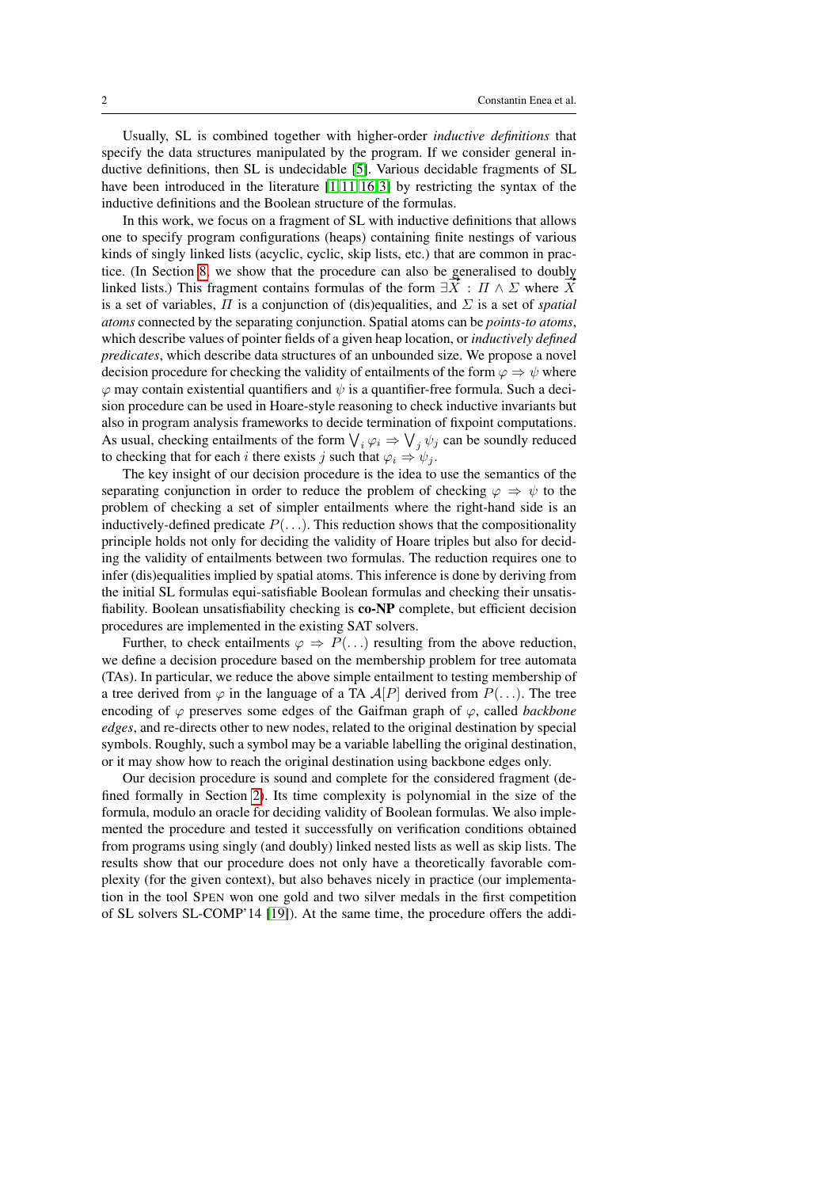Usually, SL is combined together with higher-order *inductive definitions* that specify the data structures manipulated by the program. If we consider general inductive definitions, then SL is undecidable [5]. Various decidable fragments of SL have been introduced in the literature [1,11,16,3] by restricting the syntax of the inductive definitions and the Boolean structure of the formulas.

In this work, we focus on a fragment of SL with inductive definitions that allows one to specify program configurations (heaps) containing finite nestings of various kinds of singly linked lists (acyclic, cyclic, skip lists, etc.) that are common in practice. (In Section 8, we show that the procedure can also be generalised to doubly linked lists.) This fragment contains formulas of the form $\exists \vec{X} : \Pi \land \Sigma$ where $\vec{X}$ is a set of variables, $\Pi$ is a conjunction of (dis)equalities, and $\Sigma$ is a set of *spatial atoms* connected by the separating conjunction. Spatial atoms can be *points-to atoms*, which describe values of pointer fields of a given heap location, or *inductively defined predicates*, which describe data structures of an unbounded size. We propose a novel decision procedure for checking the validity of entailments of the form $\varphi \Rightarrow \psi$ where $\varphi$ may contain existential quantifiers and $\psi$ is a quantifier-free formula. Such a decision procedure can be used in Hoare-style reasoning to check inductive invariants but also in program analysis frameworks to decide termination of fixpoint computations. As usual, checking entailments of the form $\bigvee_i \varphi_i \Rightarrow \bigvee_j \psi_j$ can be soundly reduced to checking that for each $i$ there exists $j$ such that $\varphi_i \Rightarrow \psi_j$.

The key insight of our decision procedure is the idea to use the semantics of the separating conjunction in order to reduce the problem of checking $\varphi \Rightarrow \psi$ to the problem of checking a set of simpler entailments where the right-hand side is an inductively-defined predicate $P(\ldots)$. This reduction shows that the compositionality principle holds not only for deciding the validity of Hoare triples but also for deciding the validity of entailments between two formulas. The reduction requires one to infer (dis)equalities implied by spatial atoms. This inference is done by deriving from the initial SL formulas equi-satisfiable Boolean formulas and checking their unsatisfiability. Boolean unsatisfiability checking is **co-NP** complete, but efficient decision procedures are implemented in the existing SAT solvers.

Further, to check entailments $\varphi \Rightarrow P(\ldots)$ resulting from the above reduction, we define a decision procedure based on the membership problem for tree automata (TAs). In particular, we reduce the above simple entailment to testing membership of a tree derived from $\varphi$ in the language of a TA $\mathcal{A}[P]$ derived from $P(\ldots)$. The tree encoding of $\varphi$ preserves some edges of the Gaifman graph of $\varphi$, called *backbone edges*, and re-directs other to new nodes, related to the original destination by special symbols. Roughly, such a symbol may be a variable labelling the original destination, or it may show how to reach the original destination using backbone edges only.

Our decision procedure is sound and complete for the considered fragment (defined formally in Section 2). Its time complexity is polynomial in the size of the formula, modulo an oracle for deciding validity of Boolean formulas. We also implemented the procedure and tested it successfully on verification conditions obtained from programs using singly (and doubly) linked nested lists as well as skip lists. The results show that our procedure does not only have a theoretically favorable complexity (for the given context), but also behaves nicely in practice (our implementation in the tool SPEN won one gold and two silver medals in the first competition of SL solvers SL-COMP'14 [19]). At the same time, the procedure offers the addi-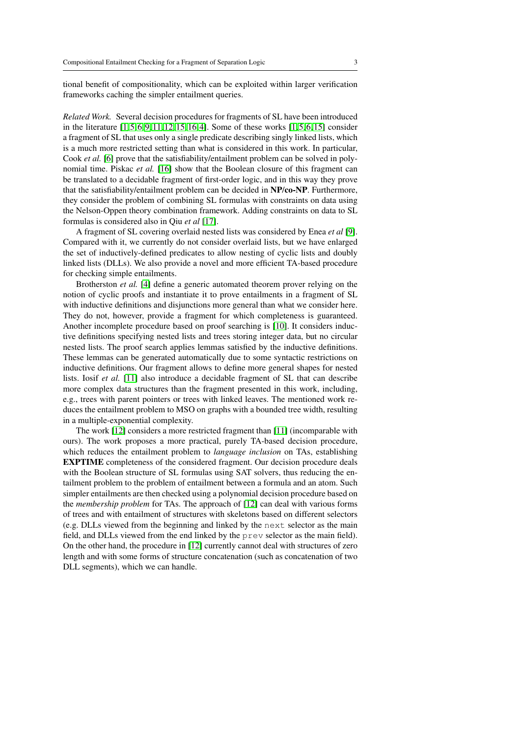tional benefit of compositionality, which can be exploited within larger verification frameworks caching the simpler entailment queries.

*Related Work.* Several decision procedures for fragments of SL have been introduced in the literature [1,5,6,9,11,12,15,16,4]. Some of these works [1,5,6,15] consider a fragment of SL that uses only a single predicate describing singly linked lists, which is a much more restricted setting than what is considered in this work. In particular, Cook *et al.* [6] prove that the satisfiability/entailment problem can be solved in polynomial time. Piskac *et al.* [16] show that the Boolean closure of this fragment can be translated to a decidable fragment of first-order logic, and in this way they prove that the satisfiability/entailment problem can be decided in **NP/co-NP**. Furthermore, they consider the problem of combining SL formulas with constraints on data using the Nelson-Oppen theory combination framework. Adding constraints on data to SL formulas is considered also in Qiu *et al* [17].

A fragment of SL covering overlaid nested lists was considered by Enea *et al* [9]. Compared with it, we currently do not consider overlaid lists, but we have enlarged the set of inductively-defined predicates to allow nesting of cyclic lists and doubly linked lists (DLLs). We also provide a novel and more efficient TA-based procedure for checking simple entailments.

Brotherston *et al.* [4] define a generic automated theorem prover relying on the notion of cyclic proofs and instantiate it to prove entailments in a fragment of SL with inductive definitions and disjunctions more general than what we consider here. They do not, however, provide a fragment for which completeness is guaranteed. Another incomplete procedure based on proof searching is [10]. It considers inductive definitions specifying nested lists and trees storing integer data, but no circular nested lists. The proof search applies lemmas satisfied by the inductive definitions. These lemmas can be generated automatically due to some syntactic restrictions on inductive definitions. Our fragment allows to define more general shapes for nested lists. Iosif *et al.* [11] also introduce a decidable fragment of SL that can describe more complex data structures than the fragment presented in this work, including, e.g., trees with parent pointers or trees with linked leaves. The mentioned work reduces the entailment problem to MSO on graphs with a bounded tree width, resulting in a multiple-exponential complexity.

The work [12] considers a more restricted fragment than [11] (incomparable with ours). The work proposes a more practical, purely TA-based decision procedure, which reduces the entailment problem to *language inclusion* on TAs, establishing **EXPTIME** completeness of the considered fragment. Our decision procedure deals with the Boolean structure of SL formulas using SAT solvers, thus reducing the entailment problem to the problem of entailment between a formula and an atom. Such simpler entailments are then checked using a polynomial decision procedure based on the *membership problem* for TAs. The approach of [12] can deal with various forms of trees and with entailment of structures with skeletons based on different selectors (e.g. DLLs viewed from the beginning and linked by the `next` selector as the main field, and DLLs viewed from the end linked by the `prev` selector as the main field). On the other hand, the procedure in [12] currently cannot deal with structures of zero length and with some forms of structure concatenation (such as concatenation of two DLL segments), which we can handle.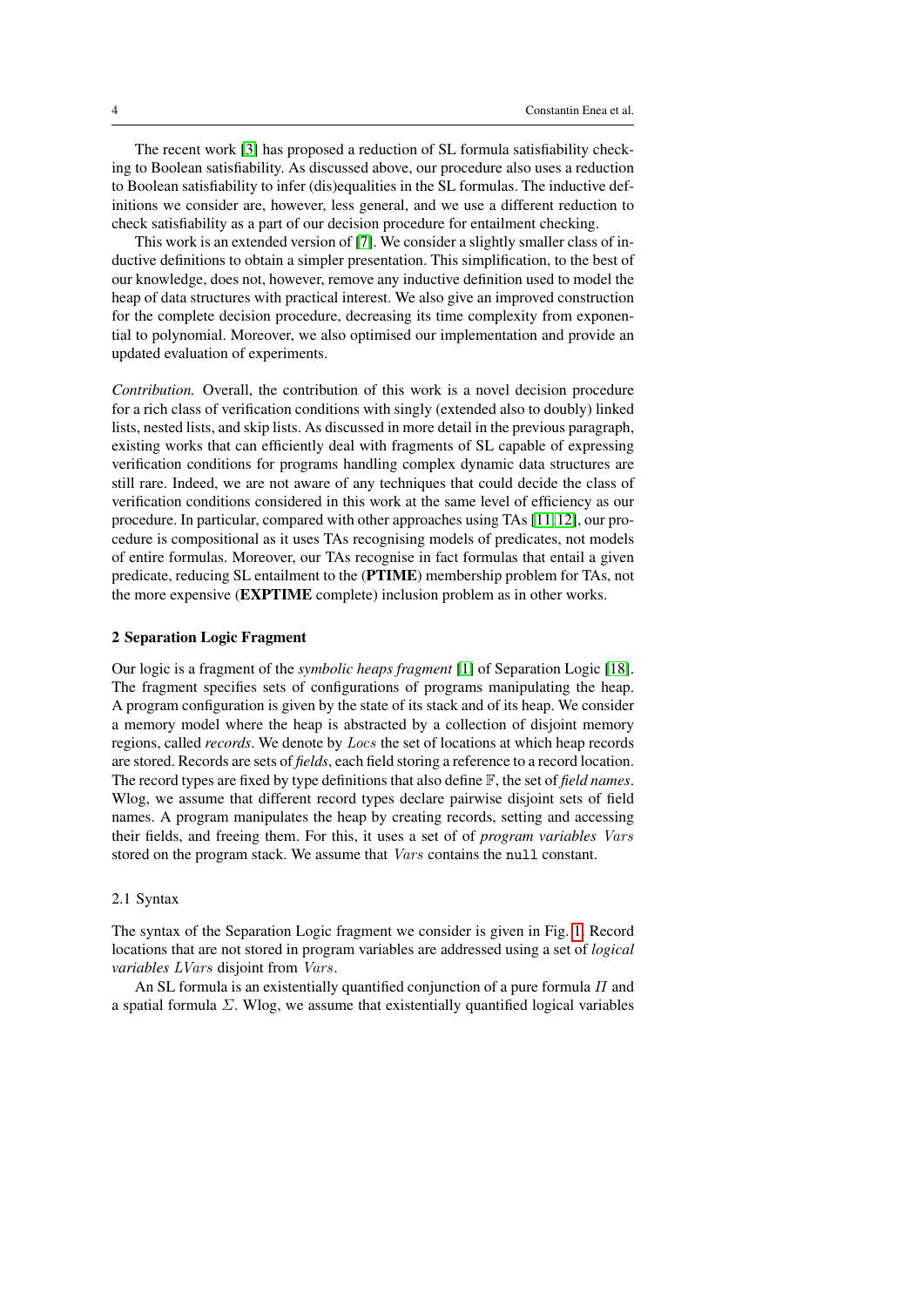The recent work [3] has proposed a reduction of SL formula satisfiability checking to Boolean satisfiability. As discussed above, our procedure also uses a reduction to Boolean satisfiability to infer (dis)equalities in the SL formulas. The inductive definitions we consider are, however, less general, and we use a different reduction to check satisfiability as a part of our decision procedure for entailment checking.

This work is an extended version of [7]. We consider a slightly smaller class of inductive definitions to obtain a simpler presentation. This simplification, to the best of our knowledge, does not, however, remove any inductive definition used to model the heap of data structures with practical interest. We also give an improved construction for the complete decision procedure, decreasing its time complexity from exponential to polynomial. Moreover, we also optimised our implementation and provide an updated evaluation of experiments.

*Contribution.* Overall, the contribution of this work is a novel decision procedure for a rich class of verification conditions with singly (extended also to doubly) linked lists, nested lists, and skip lists. As discussed in more detail in the previous paragraph, existing works that can efficiently deal with fragments of SL capable of expressing verification conditions for programs handling complex dynamic data structures are still rare. Indeed, we are not aware of any techniques that could decide the class of verification conditions considered in this work at the same level of efficiency as our procedure. In particular, compared with other approaches using TAs [11,12], our procedure is compositional as it uses TAs recognising models of predicates, not models of entire formulas. Moreover, our TAs recognise in fact formulas that entail a given predicate, reducing SL entailment to the (**PTIME**) membership problem for TAs, not the more expensive (**EXPTIME** complete) inclusion problem as in other works.

## 2 Separation Logic Fragment

Our logic is a fragment of the *symbolic heaps fragment* [1] of Separation Logic [18]. The fragment specifies sets of configurations of programs manipulating the heap. A program configuration is given by the state of its stack and of its heap. We consider a memory model where the heap is abstracted by a collection of disjoint memory regions, called *records*. We denote by $Locs$ the set of locations at which heap records are stored. Records are sets of *fields*, each field storing a reference to a record location. The record types are fixed by type definitions that also define $\mathbb{F}$, the set of *field names*. Wlog, we assume that different record types declare pairwise disjoint sets of field names. A program manipulates the heap by creating records, setting and accessing their fields, and freeing them. For this, it uses a set of of *program variables* $Vars$ stored on the program stack. We assume that $Vars$ contains the `null` constant.

### 2.1 Syntax

The syntax of the Separation Logic fragment we consider is given in Fig. 1. Record locations that are not stored in program variables are addressed using a set of *logical variables* $LVars$ disjoint from $Vars$.

An SL formula is an existentially quantified conjunction of a pure formula $\Pi$ and a spatial formula $\Sigma$. Wlog, we assume that existentially quantified logical variables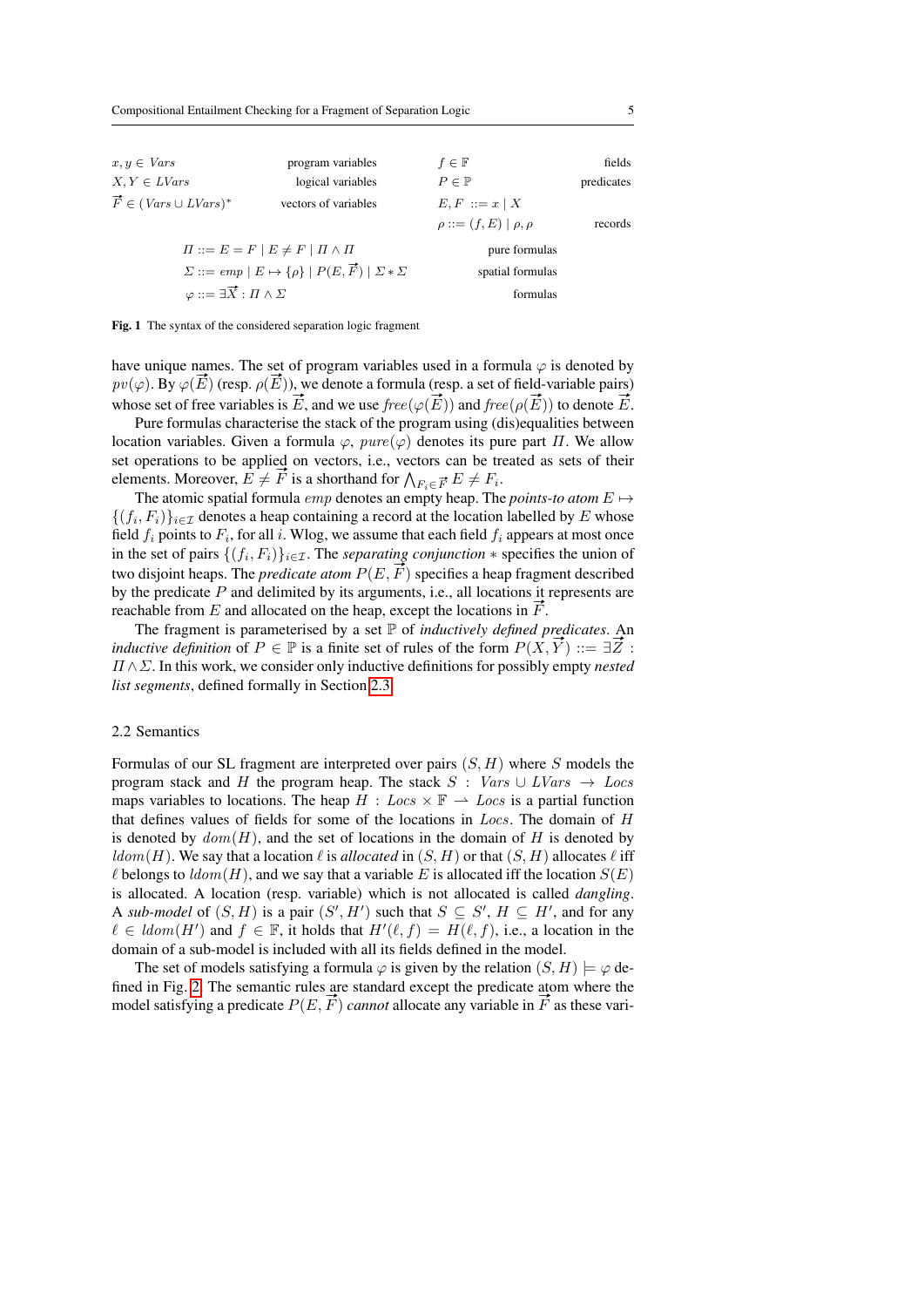| | | | |
|---|---|---|---|
| $x, y \in \mathit{Vars}$ | program variables | $f \in \mathbb{F}$ | fields |
| $X, Y \in \mathit{LVars}$ | logical variables | $P \in \mathbb{P}$ | predicates |
| $\vec{F} \in (\mathit{Vars} \cup \mathit{LVars})^*$ | vectors of variables | $E, F \ ::= x \mid X$ | |
| | | $\rho ::= (f, E) \mid \rho, \rho$ | records |

$$\Pi ::= E = F \mid E \neq F \mid \Pi \wedge \Pi \quad \text{pure formulas}$$

$$\Sigma ::= emp \mid E \mapsto \{\rho\} \mid P(E, \vec{F}) \mid \Sigma * \Sigma \quad \text{spatial formulas}$$

$$\varphi ::= \exists \vec{X} : \Pi \wedge \Sigma \quad \text{formulas}$$

**Fig. 1** The syntax of the considered separation logic fragment

have unique names. The set of program variables used in a formula $\varphi$ is denoted by $pv(\varphi)$. By $\varphi(\vec{E})$ (resp. $\rho(\vec{E})$), we denote a formula (resp. a set of field-variable pairs) whose set of free variables is $\vec{E}$, and we use $\mathit{free}(\varphi(\vec{E}))$ and $\mathit{free}(\rho(\vec{E}))$ to denote $\vec{E}$.

Pure formulas characterise the stack of the program using (dis)equalities between location variables. Given a formula $\varphi$, $pure(\varphi)$ denotes its pure part $\Pi$. We allow set operations to be applied on vectors, i.e., vectors can be treated as sets of their elements. Moreover, $E \neq \vec{F}$ is a shorthand for $\bigwedge_{F_i \in \vec{F}} E \neq F_i$.

The atomic spatial formula $emp$ denotes an empty heap. The *points-to atom* $E \mapsto \{(f_i, F_i)\}_{i \in \mathcal{I}}$ denotes a heap containing a record at the location labelled by $E$ whose field $f_i$ points to $F_i$, for all $i$. Wlog, we assume that each field $f_i$ appears at most once in the set of pairs $\{(f_i, F_i)\}_{i \in \mathcal{I}}$. The *separating conjunction* $*$ specifies the union of two disjoint heaps. The *predicate atom* $P(E, \vec{F})$ specifies a heap fragment described by the predicate $P$ and delimited by its arguments, i.e., all locations it represents are reachable from $E$ and allocated on the heap, except the locations in $\vec{F}$.

The fragment is parameterised by a set $\mathbb{P}$ of *inductively defined predicates*. An *inductive definition* of $P \in \mathbb{P}$ is a finite set of rules of the form $P(X, \vec{Y}) ::= \exists \vec{Z} : \Pi \wedge \Sigma$. In this work, we consider only inductive definitions for possibly empty *nested list segments*, defined formally in Section 2.3.

### 2.2 Semantics

Formulas of our SL fragment are interpreted over pairs $(S, H)$ where $S$ models the program stack and $H$ the program heap. The stack $S : \mathit{Vars} \cup \mathit{LVars} \rightarrow \mathit{Locs}$ maps variables to locations. The heap $H : \mathit{Locs} \times \mathbb{F} \rightharpoonup \mathit{Locs}$ is a partial function that defines values of fields for some of the locations in $\mathit{Locs}$. The domain of $H$ is denoted by $dom(H)$, and the set of locations in the domain of $H$ is denoted by $ldom(H)$. We say that a location $\ell$ is *allocated* in $(S, H)$ or that $(S, H)$ allocates $\ell$ iff $\ell$ belongs to $ldom(H)$, and we say that a variable $E$ is allocated iff the location $S(E)$ is allocated. A location (resp. variable) which is not allocated is called *dangling*. A *sub-model* of $(S, H)$ is a pair $(S', H')$ such that $S \subseteq S'$, $H \subseteq H'$, and for any $\ell \in ldom(H')$ and $f \in \mathbb{F}$, it holds that $H'(\ell, f) = H(\ell, f)$, i.e., a location in the domain of a sub-model is included with all its fields defined in the model.

The set of models satisfying a formula $\varphi$ is given by the relation $(S, H) \models \varphi$ defined in Fig. 2. The semantic rules are standard except the predicate atom where the model satisfying a predicate $P(E, \vec{F})$ *cannot* allocate any variable in $\vec{F}$ as these vari-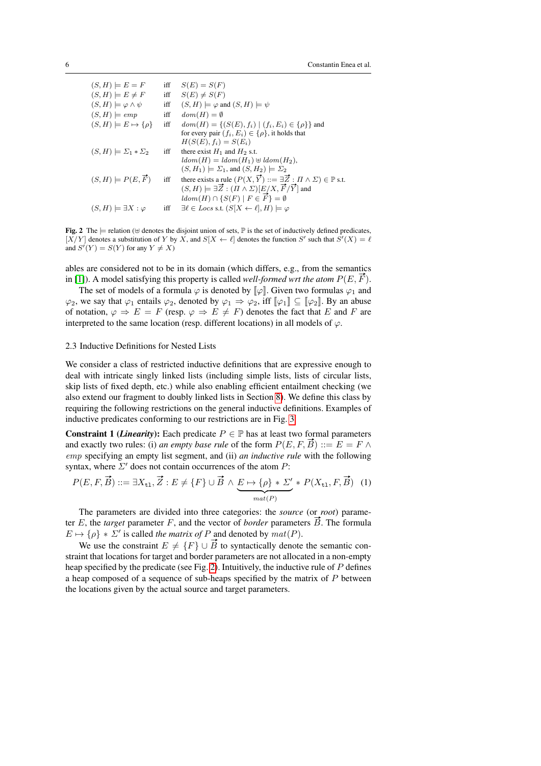| | | |
|---|---|---|
| $(S, H) \models E = F$ | iff | $S(E) = S(F)$ |
| $(S, H) \models E \neq F$ | iff | $S(E) \neq S(F)$ |
| $(S, H) \models \varphi \wedge \psi$ | iff | $(S, H) \models \varphi$ and $(S, H) \models \psi$ |
| $(S, H) \models emp$ | iff | $dom(H) = \emptyset$ |
| $(S, H) \models E \mapsto \{\rho\}$ | iff | $dom(H) = \{(S(E), f_i) \mid (f_i, E_i) \in \{\rho\}\}$ and for every pair $(f_i, E_i) \in \{\rho\}$, it holds that $H(S(E), f_i) = S(E_i)$ |
| $(S, H) \models \Sigma_1 * \Sigma_2$ | iff | there exist $H_1$ and $H_2$ s.t. $ldom(H) = ldom(H_1) \uplus ldom(H_2)$, $(S, H_1) \models \Sigma_1$, and $(S, H_2) \models \Sigma_2$ |
| $(S, H) \models P(E, \vec{F})$ | iff | there exists a rule $(P(X, \vec{Y}) ::= \exists \vec{Z} : \Pi \wedge \Sigma) \in \mathbb{P}$ s.t. $(S, H) \models \exists \vec{Z} : (\Pi \wedge \Sigma)[E/X, \vec{F}/\vec{Y}]$ and $ldom(H) \cap \{S(F) \mid F \in \vec{F}\} = \emptyset$ |
| $(S, H) \models \exists X : \varphi$ | iff | $\exists \ell \in Locs$ s.t. $(S[X \leftarrow \ell], H) \models \varphi$ |

**Fig. 2** The $\models$ relation ($\uplus$ denotes the disjoint union of sets, $\mathbb{P}$ is the set of inductively defined predicates, $[X/Y]$ denotes a substitution of $Y$ by $X$, and $S[X \leftarrow \ell]$ denotes the function $S'$ such that $S'(X) = \ell$ and $S'(Y) = S(Y)$ for any $Y \neq X$)

ables are considered not to be in its domain (which differs, e.g., from the semantics in [1]). A model satisfying this property is called *well-formed wrt the atom* $P(E, \vec{F})$.

The set of models of a formula $\varphi$ is denoted by $[\![\varphi]\!]$. Given two formulas $\varphi_1$ and $\varphi_2$, we say that $\varphi_1$ entails $\varphi_2$, denoted by $\varphi_1 \Rightarrow \varphi_2$, iff $[\![\varphi_1]\!] \subseteq [\![\varphi_2]\!]$. By an abuse of notation, $\varphi \Rightarrow E = F$ (resp. $\varphi \Rightarrow E \neq F$) denotes the fact that $E$ and $F$ are interpreted to the same location (resp. different locations) in all models of $\varphi$.

### 2.3 Inductive Definitions for Nested Lists

We consider a class of restricted inductive definitions that are expressive enough to deal with intricate singly linked lists (including simple lists, lists of circular lists, skip lists of fixed depth, etc.) while also enabling efficient entailment checking (we also extend our fragment to doubly linked lists in Section 8). We define this class by requiring the following restrictions on the general inductive definitions. Examples of inductive predicates conforming to our restrictions are in Fig. 3.

**Constraint 1 (*Linearity*):** Each predicate $P \in \mathbb{P}$ has at least two formal parameters and exactly two rules: (i) *an empty base rule* of the form $P(E, F, \vec{B}) ::= E = F \wedge emp$ specifying an empty list segment, and (ii) *an inductive rule* with the following syntax, where $\Sigma'$ does not contain occurrences of the atom $P$:

$$P(E, F, \vec{B}) ::= \exists X_{\mathtt{tl}}, \vec{Z} : E \neq \{F\} \cup \vec{B} \wedge \underbrace{E \mapsto \{\rho\} * \Sigma'}_{mat(P)} * P(X_{\mathtt{tl}}, F, \vec{B}) \quad (1)$$

The parameters are divided into three categories: the *source* (or *root*) parameter $E$, the *target* parameter $F$, and the vector of *border* parameters $\vec{B}$. The formula $E \mapsto \{\rho\} * \Sigma'$ is called *the matrix of* $P$ and denoted by $mat(P)$.

We use the constraint $E \neq \{F\} \cup \vec{B}$ to syntactically denote the semantic constraint that locations for target and border parameters are not allocated in a non-empty heap specified by the predicate (see Fig. 2). Intuitively, the inductive rule of $P$ defines a heap composed of a sequence of sub-heaps specified by the matrix of $P$ between the locations given by the actual source and target parameters.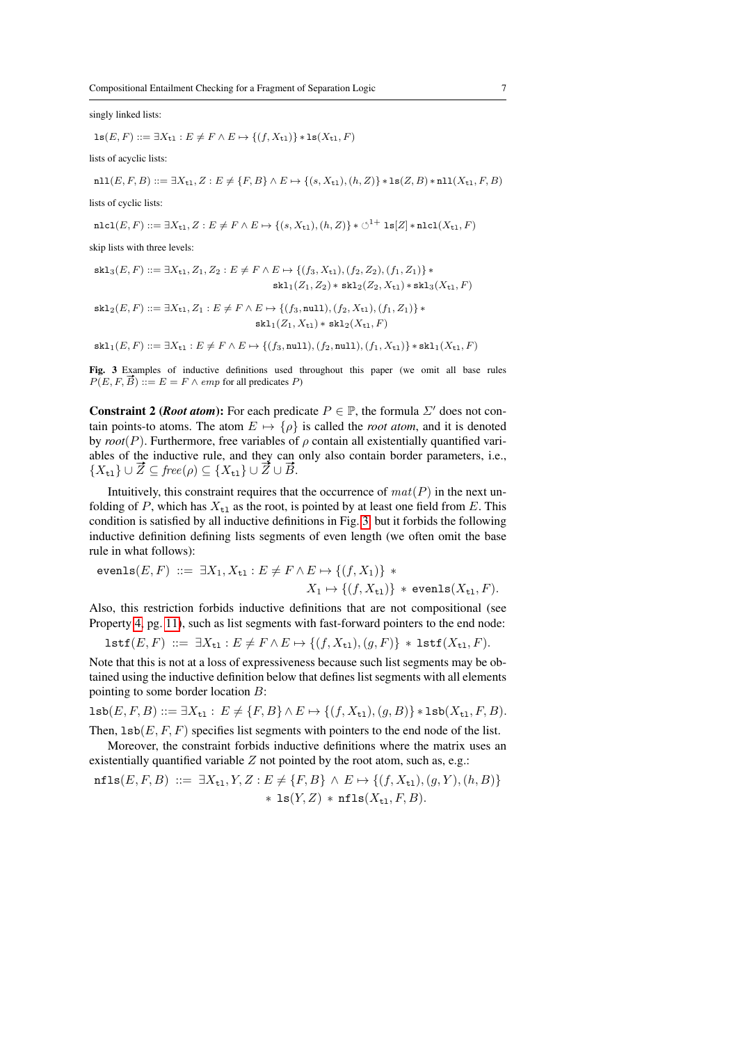singly linked lists:

$$\mathtt{ls}(E,F) ::= \exists X_{\mathtt{tl}} : E \neq F \wedge E \mapsto \{(f, X_{\mathtt{tl}})\} * \mathtt{ls}(X_{\mathtt{tl}}, F)$$

lists of acyclic lists:

$$\mathtt{nll}(E,F,B) ::= \exists X_{\mathtt{tl}}, Z : E \neq \{F,B\} \wedge E \mapsto \{(s, X_{\mathtt{tl}}), (h, Z)\} * \mathtt{ls}(Z,B) * \mathtt{nll}(X_{\mathtt{tl}}, F, B)$$

lists of cyclic lists:

$$\mathtt{nlcl}(E,F) ::= \exists X_{\mathtt{tl}}, Z : E \neq F \wedge E \mapsto \{(s, X_{\mathtt{tl}}), (h, Z)\} * \circlearrowleft^{1+} \mathtt{ls}[Z] * \mathtt{nlcl}(X_{\mathtt{tl}}, F)$$

skip lists with three levels:

$$\mathtt{skl}_3(E,F) ::= \exists X_{\mathtt{tl}}, Z_1, Z_2 : E \neq F \wedge E \mapsto \{(f_3, X_{\mathtt{tl}}), (f_2, Z_2), (f_1, Z_1)\} * \mathtt{skl}_1(Z_1, Z_2) * \mathtt{skl}_2(Z_2, X_{\mathtt{tl}}) * \mathtt{skl}_3(X_{\mathtt{tl}}, F)$$

$$\mathtt{skl}_2(E,F) ::= \exists X_{\mathtt{tl}}, Z_1 : E \neq F \wedge E \mapsto \{(f_3, \mathtt{null}), (f_2, X_{\mathtt{tl}}), (f_1, Z_1)\} * \mathtt{skl}_1(Z_1, X_{\mathtt{tl}}) * \mathtt{skl}_2(X_{\mathtt{tl}}, F)$$

$$\mathtt{skl}_1(E,F) ::= \exists X_{\mathtt{tl}} : E \neq F \wedge E \mapsto \{(f_3, \mathtt{null}), (f_2, \mathtt{null}), (f_1, X_{\mathtt{tl}})\} * \mathtt{skl}_1(X_{\mathtt{tl}}, F)$$

**Fig. 3** Examples of inductive definitions used throughout this paper (we omit all base rules $P(E,F,\vec{B}) ::= E = F \wedge emp$ for all predicates $P$)

**Constraint 2 (*Root atom*):** For each predicate $P \in \mathbb{P}$, the formula $\Sigma'$ does not contain points-to atoms. The atom $E \mapsto \{\rho\}$ is called the *root atom*, and it is denoted by *root*$(P)$. Furthermore, free variables of $\rho$ contain all existentially quantified variables of the inductive rule, and they can only also contain border parameters, i.e., $\{X_{\mathtt{tl}}\} \cup \vec{Z} \subseteq free(\rho) \subseteq \{X_{\mathtt{tl}}\} \cup \vec{Z} \cup \vec{B}$.

Intuitively, this constraint requires that the occurrence of $mat(P)$ in the next unfolding of $P$, which has $X_{\mathtt{tl}}$ as the root, is pointed by at least one field from $E$. This condition is satisfied by all inductive definitions in Fig. 3 but it forbids the following inductive definition defining lists segments of even length (we often omit the base rule in what follows):

$$\mathtt{evenls}(E,F) ::= \exists X_1, X_{\mathtt{tl}} : E \neq F \wedge E \mapsto \{(f, X_1)\} * X_1 \mapsto \{(f, X_{\mathtt{tl}})\} * \mathtt{evenls}(X_{\mathtt{tl}}, F).$$

Also, this restriction forbids inductive definitions that are not compositional (see Property 4, pg. 11), such as list segments with fast-forward pointers to the end node:

$$\mathtt{lstf}(E,F) ::= \exists X_{\mathtt{tl}} : E \neq F \wedge E \mapsto \{(f, X_{\mathtt{tl}}), (g, F)\} * \mathtt{lstf}(X_{\mathtt{tl}}, F).$$

Note that this is not at a loss of expressiveness because such list segments may be obtained using the inductive definition below that defines list segments with all elements pointing to some border location $B$:

$$\mathtt{lsb}(E,F,B) ::= \exists X_{\mathtt{tl}} : E \neq \{F,B\} \wedge E \mapsto \{(f, X_{\mathtt{tl}}), (g, B)\} * \mathtt{lsb}(X_{\mathtt{tl}}, F, B).$$

Then, $\mathtt{lsb}(E,F,F)$ specifies list segments with pointers to the end node of the list.

Moreover, the constraint forbids inductive definitions where the matrix uses an existentially quantified variable $Z$ not pointed by the root atom, such as, e.g.:

$$\mathtt{nfls}(E,F,B) ::= \exists X_{\mathtt{tl}}, Y, Z : E \neq \{F,B\} \wedge E \mapsto \{(f, X_{\mathtt{tl}}), (g, Y), (h, B)\} * \mathtt{ls}(Y,Z) * \mathtt{nfls}(X_{\mathtt{tl}}, F, B).$$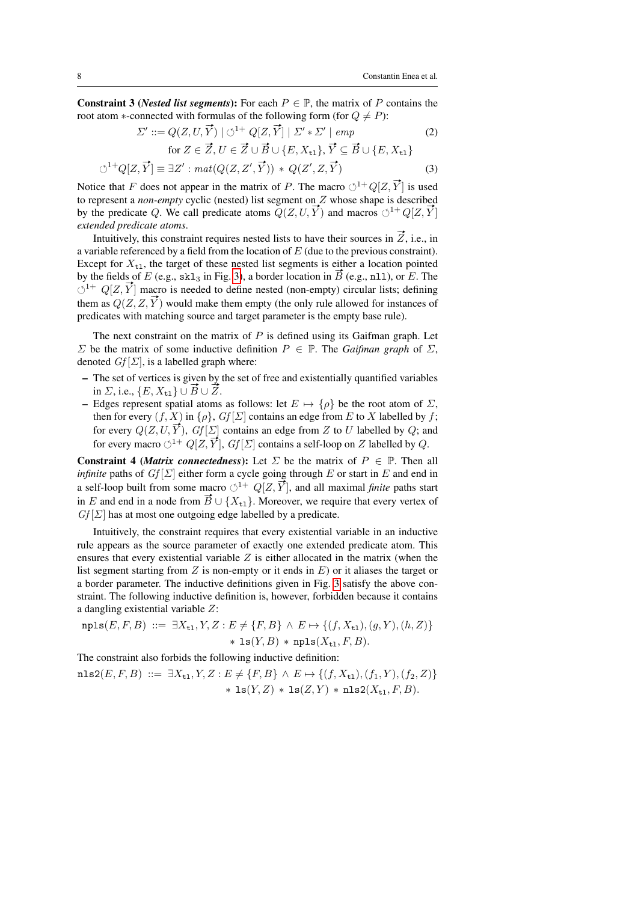**Constraint 3 (*Nested list segments*):** For each $P \in \mathbb{P}$, the matrix of $P$ contains the root atom $*$-connected with formulas of the following form (for $Q \neq P$):

$$\Sigma' ::= Q(Z, U, \vec{Y}) \mid \circlearrowleft^{1+} Q[Z, \vec{Y}] \mid \Sigma' * \Sigma' \mid emp \tag{2}$$

$$\text{for } Z \in \vec{Z},\, U \in \vec{Z} \cup \vec{B} \cup \{E, X_{\mathtt{tl}}\},\, \vec{Y} \subseteq \vec{B} \cup \{E, X_{\mathtt{tl}}\}$$

$$\circlearrowleft^{1+} Q[Z, \vec{Y}] \equiv \exists Z' : mat(Q(Z, Z', \vec{Y})) \, * \, Q(Z', Z, \vec{Y}) \tag{3}$$

Notice that $F$ does not appear in the matrix of $P$. The macro $\circlearrowleft^{1+} Q[Z, \vec{Y}]$ is used to represent a *non-empty* cyclic (nested) list segment on $Z$ whose shape is described by the predicate $Q$. We call predicate atoms $Q(Z, U, \vec{Y})$ and macros $\circlearrowleft^{1+} Q[Z, \vec{Y}]$ *extended predicate atoms*.

Intuitively, this constraint requires nested lists to have their sources in $\vec{Z}$, i.e., in a variable referenced by a field from the location of $E$ (due to the previous constraint). Except for $X_{\mathtt{tl}}$, the target of these nested list segments is either a location pointed by the fields of $E$ (e.g., $\mathtt{skl}_3$ in Fig. 3), a border location in $\vec{B}$ (e.g., $\mathtt{nll}$), or $E$. The $\circlearrowleft^{1+} Q[Z, \vec{Y}]$ macro is needed to define nested (non-empty) circular lists; defining them as $Q(Z, Z, \vec{Y})$ would make them empty (the only rule allowed for instances of predicates with matching source and target parameter is the empty base rule).

The next constraint on the matrix of $P$ is defined using its Gaifman graph. Let $\Sigma$ be the matrix of some inductive definition $P \in \mathbb{P}$. The *Gaifman graph* of $\Sigma$, denoted $Gf[\Sigma]$, is a labelled graph where:

- The set of vertices is given by the set of free and existentially quantified variables in $\Sigma$, i.e., $\{E, X_{\mathtt{tl}}\} \cup \vec{B} \cup \vec{Z}$.
- Edges represent spatial atoms as follows: let $E \mapsto \{\rho\}$ be the root atom of $\Sigma$, then for every $(f, X)$ in $\{\rho\}$, $Gf[\Sigma]$ contains an edge from $E$ to $X$ labelled by $f$; for every $Q(Z, U, \vec{Y})$, $Gf[\Sigma]$ contains an edge from $Z$ to $U$ labelled by $Q$; and for every macro $\circlearrowleft^{1+} Q[Z, \vec{Y}]$, $Gf[\Sigma]$ contains a self-loop on $Z$ labelled by $Q$.

**Constraint 4 (*Matrix connectedness*):** Let $\Sigma$ be the matrix of $P \in \mathbb{P}$. Then all *infinite* paths of $Gf[\Sigma]$ either form a cycle going through $E$ or start in $E$ and end in a self-loop built from some macro $\circlearrowleft^{1+} Q[Z, \vec{Y}]$, and all maximal *finite* paths start in $E$ and end in a node from $\vec{B} \cup \{X_{\mathtt{tl}}\}$. Moreover, we require that every vertex of $Gf[\Sigma]$ has at most one outgoing edge labelled by a predicate.

Intuitively, the constraint requires that every existential variable in an inductive rule appears as the source parameter of exactly one extended predicate atom. This ensures that every existential variable $Z$ is either allocated in the matrix (when the list segment starting from $Z$ is non-empty or it ends in $E$) or it aliases the target or a border parameter. The inductive definitions given in Fig. 3 satisfy the above constraint. The following inductive definition is, however, forbidden because it contains a dangling existential variable $Z$:

$$\mathtt{npls}(E, F, B) \;::=\; \exists X_{\mathtt{tl}}, Y, Z : E \neq \{F, B\} \wedge E \mapsto \{(f, X_{\mathtt{tl}}), (g, Y), (h, Z)\} \; * \; \mathtt{ls}(Y, B) \; * \; \mathtt{npls}(X_{\mathtt{tl}}, F, B).$$

The constraint also forbids the following inductive definition:

$$\mathtt{nls2}(E, F, B) \;::=\; \exists X_{\mathtt{tl}}, Y, Z : E \neq \{F, B\} \wedge E \mapsto \{(f, X_{\mathtt{tl}}), (f_1, Y), (f_2, Z)\} \; * \; \mathtt{ls}(Y, Z) \; * \; \mathtt{ls}(Z, Y) \; * \; \mathtt{nls2}(X_{\mathtt{tl}}, F, B).$$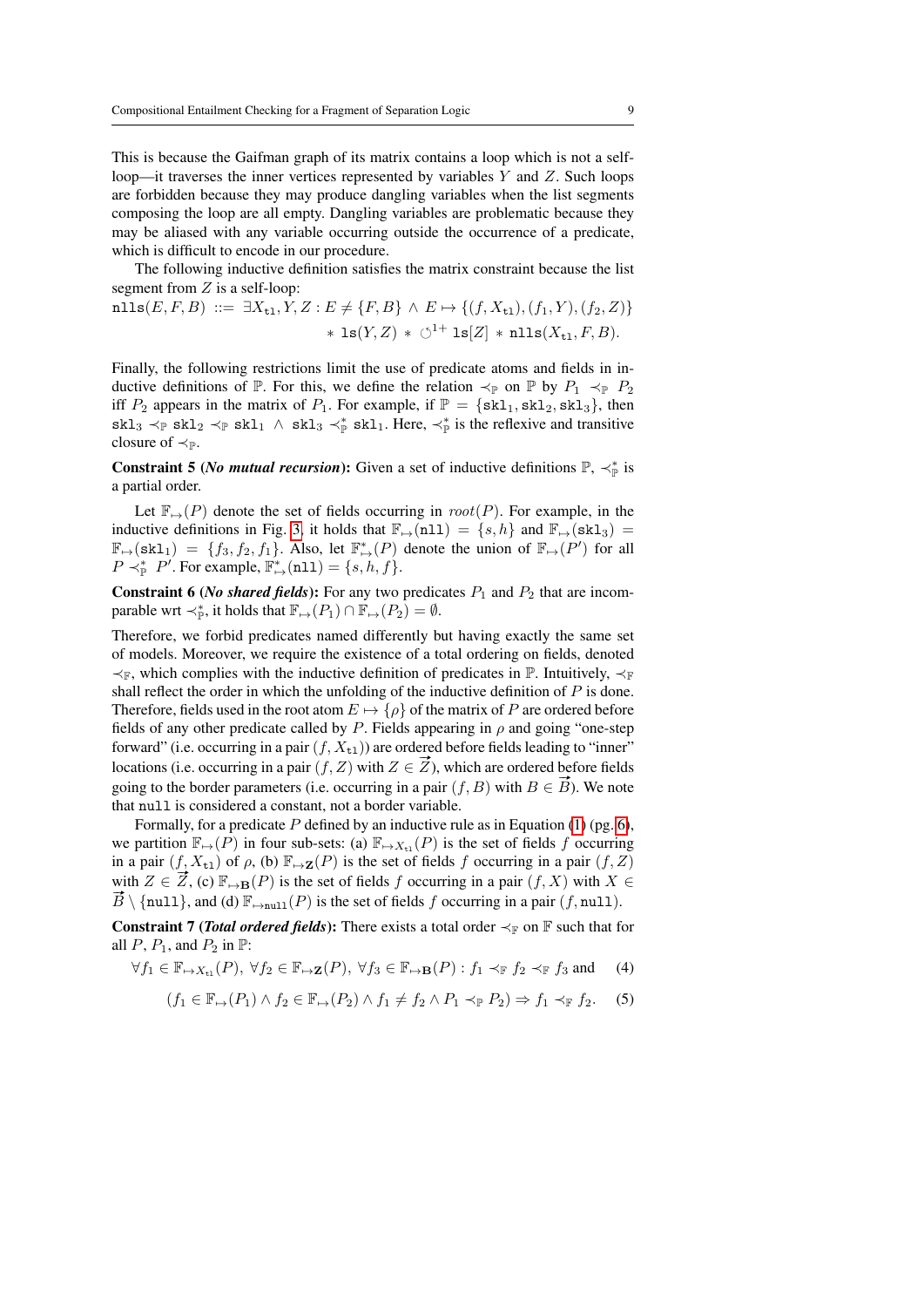This is because the Gaifman graph of its matrix contains a loop which is not a self-loop—it traverses the inner vertices represented by variables $Y$ and $Z$. Such loops are forbidden because they may produce dangling variables when the list segments composing the loop are all empty. Dangling variables are problematic because they may be aliased with any variable occurring outside the occurrence of a predicate, which is difficult to encode in our procedure.

The following inductive definition satisfies the matrix constraint because the list segment from $Z$ is a self-loop:

$$\texttt{nlls}(E, F, B) ::= \exists X_{\texttt{tl}}, Y, Z : E \neq \{F, B\} \wedge E \mapsto \{(f, X_{\texttt{tl}}), (f_1, Y), (f_2, Z)\} \\ * \texttt{ls}(Y, Z) * \circlearrowleft^{1+} \texttt{ls}[Z] * \texttt{nlls}(X_{\texttt{tl}}, F, B).$$

Finally, the following restrictions limit the use of predicate atoms and fields in inductive definitions of $\mathbb{P}$. For this, we define the relation $\prec_{\mathbb{P}}$ on $\mathbb{P}$ by $P_1 \prec_{\mathbb{P}} P_2$ iff $P_2$ appears in the matrix of $P_1$. For example, if $\mathbb{P} = \{\texttt{skl}_1, \texttt{skl}_2, \texttt{skl}_3\}$, then $\texttt{skl}_3 \prec_{\mathbb{P}} \texttt{skl}_2 \prec_{\mathbb{P}} \texttt{skl}_1 \wedge \texttt{skl}_3 \prec^*_{\mathbb{P}} \texttt{skl}_1$. Here, $\prec^*_{\mathbb{P}}$ is the reflexive and transitive closure of $\prec_{\mathbb{P}}$.

**Constraint 5 (*No mutual recursion*):** Given a set of inductive definitions $\mathbb{P}$, $\prec^*_{\mathbb{P}}$ is a partial order.

Let $\mathbb{F}_{\mapsto}(P)$ denote the set of fields occurring in $root(P)$. For example, in the inductive definitions in Fig. 3, it holds that $\mathbb{F}_{\mapsto}(\texttt{nll}) = \{s, h\}$ and $\mathbb{F}_{\mapsto}(\texttt{skl}_3) = \mathbb{F}_{\mapsto}(\texttt{skl}_1) = \{f_3, f_2, f_1\}$. Also, let $\mathbb{F}^*_{\mapsto}(P)$ denote the union of $\mathbb{F}_{\mapsto}(P')$ for all $P \prec^*_{\mathbb{P}} P'$. For example, $\mathbb{F}^*_{\mapsto}(\texttt{nll}) = \{s, h, f\}$.

**Constraint 6 (*No shared fields*):** For any two predicates $P_1$ and $P_2$ that are incomparable wrt $\prec^*_{\mathbb{P}}$, it holds that $\mathbb{F}_{\mapsto}(P_1) \cap \mathbb{F}_{\mapsto}(P_2) = \emptyset$.

Therefore, we forbid predicates named differently but having exactly the same set of models. Moreover, we require the existence of a total ordering on fields, denoted $\prec_{\mathbb{F}}$, which complies with the inductive definition of predicates in $\mathbb{P}$. Intuitively, $\prec_{\mathbb{F}}$ shall reflect the order in which the unfolding of the inductive definition of $P$ is done. Therefore, fields used in the root atom $E \mapsto \{\rho\}$ of the matrix of $P$ are ordered before fields of any other predicate called by $P$. Fields appearing in $\rho$ and going "one-step forward" (i.e. occurring in a pair $(f, X_{\texttt{tl}})$) are ordered before fields leading to "inner" locations (i.e. occurring in a pair $(f, Z)$ with $Z \in \vec{Z}$), which are ordered before fields going to the border parameters (i.e. occurring in a pair $(f, B)$ with $B \in \vec{B}$). We note that $\texttt{null}$ is considered a constant, not a border variable.

Formally, for a predicate $P$ defined by an inductive rule as in Equation (1) (pg. 6), we partition $\mathbb{F}_{\mapsto}(P)$ in four sub-sets: (a) $\mathbb{F}_{\mapsto X_{\texttt{tl}}}(P)$ is the set of fields $f$ occurring in a pair $(f, X_{\texttt{tl}})$ of $\rho$, (b) $\mathbb{F}_{\mapsto \mathbf{Z}}(P)$ is the set of fields $f$ occurring in a pair $(f, Z)$ with $Z \in \vec{Z}$, (c) $\mathbb{F}_{\mapsto \mathbf{B}}(P)$ is the set of fields $f$ occurring in a pair $(f, X)$ with $X \in \vec{B} \setminus \{\texttt{null}\}$, and (d) $\mathbb{F}_{\mapsto \texttt{null}}(P)$ is the set of fields $f$ occurring in a pair $(f, \texttt{null})$.

**Constraint 7 (*Total ordered fields*):** There exists a total order $\prec_{\mathbb{F}}$ on $\mathbb{F}$ such that for all $P$, $P_1$, and $P_2$ in $\mathbb{P}$:

$$\forall f_1 \in \mathbb{F}_{\mapsto X_{\texttt{tl}}}(P),\ \forall f_2 \in \mathbb{F}_{\mapsto \mathbf{Z}}(P),\ \forall f_3 \in \mathbb{F}_{\mapsto \mathbf{B}}(P) : f_1 \prec_{\mathbb{F}} f_2 \prec_{\mathbb{F}} f_3 \text{ and} \tag{4}$$

$$(f_1 \in \mathbb{F}_{\mapsto}(P_1) \wedge f_2 \in \mathbb{F}_{\mapsto}(P_2) \wedge f_1 \neq f_2 \wedge P_1 \prec_{\mathbb{P}} P_2) \Rightarrow f_1 \prec_{\mathbb{F}} f_2. \tag{5}$$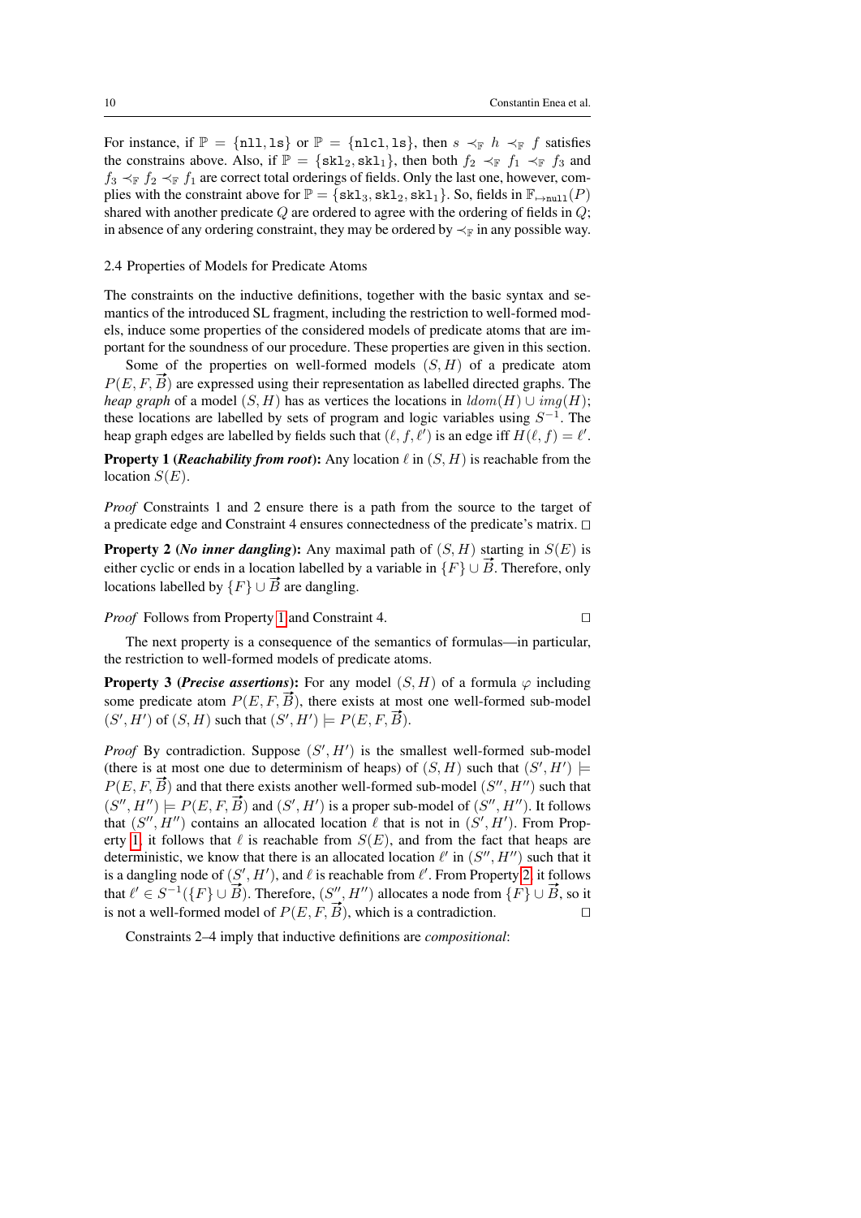For instance, if $\mathbb{P} = \{\texttt{nll}, \texttt{ls}\}$ or $\mathbb{P} = \{\texttt{nlcl}, \texttt{ls}\}$, then $s \prec_{\mathbb{F}} h \prec_{\mathbb{F}} f$ satisfies the constrains above. Also, if $\mathbb{P} = \{\texttt{skl}_2, \texttt{skl}_1\}$, then both $f_2 \prec_{\mathbb{F}} f_1 \prec_{\mathbb{F}} f_3$ and $f_3 \prec_{\mathbb{F}} f_2 \prec_{\mathbb{F}} f_1$ are correct total orderings of fields. Only the last one, however, complies with the constraint above for $\mathbb{P} = \{\texttt{skl}_3, \texttt{skl}_2, \texttt{skl}_1\}$. So, fields in $\mathbb{F}_{\mapsto \texttt{null}}(P)$ shared with another predicate $Q$ are ordered to agree with the ordering of fields in $Q$; in absence of any ordering constraint, they may be ordered by $\prec_{\mathbb{F}}$ in any possible way.

### 2.4 Properties of Models for Predicate Atoms

The constraints on the inductive definitions, together with the basic syntax and semantics of the introduced SL fragment, including the restriction to well-formed models, induce some properties of the considered models of predicate atoms that are important for the soundness of our procedure. These properties are given in this section.

Some of the properties on well-formed models $(S, H)$ of a predicate atom $P(E, F, \vec{B})$ are expressed using their representation as labelled directed graphs. The *heap graph* of a model $(S, H)$ has as vertices the locations in $ldom(H) \cup img(H)$; these locations are labelled by sets of program and logic variables using $S^{-1}$. The heap graph edges are labelled by fields such that $(\ell, f, \ell')$ is an edge iff $H(\ell, f) = \ell'$.

**Property 1 (*Reachability from root*):** Any location $\ell$ in $(S, H)$ is reachable from the location $S(E)$.

*Proof* Constraints 1 and 2 ensure there is a path from the source to the target of a predicate edge and Constraint 4 ensures connectedness of the predicate's matrix. □

**Property 2 (*No inner dangling*):** Any maximal path of $(S, H)$ starting in $S(E)$ is either cyclic or ends in a location labelled by a variable in $\{F\} \cup \vec{B}$. Therefore, only locations labelled by $\{F\} \cup \vec{B}$ are dangling.

*Proof* Follows from Property 1 and Constraint 4. □

The next property is a consequence of the semantics of formulas—in particular, the restriction to well-formed models of predicate atoms.

**Property 3 (*Precise assertions*):** For any model $(S, H)$ of a formula $\varphi$ including some predicate atom $P(E, F, \vec{B})$, there exists at most one well-formed sub-model $(S', H')$ of $(S, H)$ such that $(S', H') \models P(E, F, \vec{B})$.

*Proof* By contradiction. Suppose $(S', H')$ is the smallest well-formed sub-model (there is at most one due to determinism of heaps) of $(S, H)$ such that $(S', H') \models P(E, F, \vec{B})$ and that there exists another well-formed sub-model $(S'', H'')$ such that $(S'', H'') \models P(E, F, \vec{B})$ and $(S', H')$ is a proper sub-model of $(S'', H'')$. It follows that $(S'', H'')$ contains an allocated location $\ell$ that is not in $(S', H')$. From Property 1, it follows that $\ell$ is reachable from $S(E)$, and from the fact that heaps are deterministic, we know that there is an allocated location $\ell'$ in $(S'', H'')$ such that it is a dangling node of $(S', H')$, and $\ell$ is reachable from $\ell'$. From Property 2, it follows that $\ell' \in S^{-1}(\{F\} \cup \vec{B})$. Therefore, $(S'', H'')$ allocates a node from $\{F\} \cup \vec{B}$, so it is not a well-formed model of $P(E, F, \vec{B})$, which is a contradiction. □

Constraints 2–4 imply that inductive definitions are *compositional*: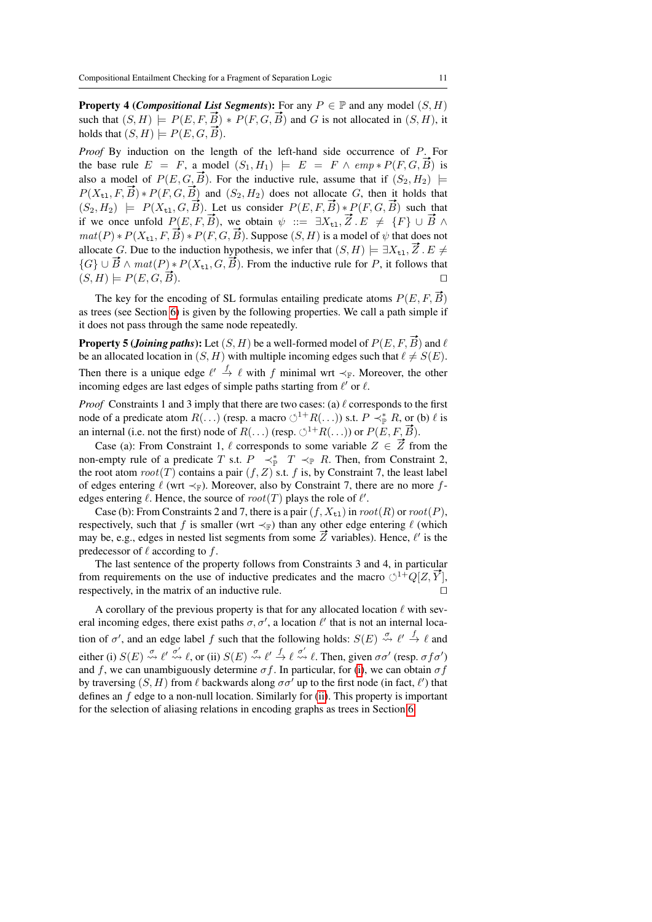**Property 4 (*Compositional List Segments*):** For any $P \in \mathbb{P}$ and any model $(S, H)$ such that $(S, H) \models P(E, F, \overrightarrow{B}) * P(F, G, \overrightarrow{B})$ and $G$ is not allocated in $(S, H)$, it holds that $(S, H) \models P(E, G, \overrightarrow{B})$.

*Proof* By induction on the length of the left-hand side occurrence of $P$. For the base rule $E = F$, a model $(S_1, H_1) \models E = F \wedge emp * P(F, G, \overrightarrow{B})$ is also a model of $P(E, G, \overrightarrow{B})$. For the inductive rule, assume that if $(S_2, H_2) \models P(X_{\mathtt{tl}}, F, \overrightarrow{B}) * P(F, G, \overrightarrow{B})$ and $(S_2, H_2)$ does not allocate $G$, then it holds that $(S_2, H_2) \models P(X_{\mathtt{tl}}, G, \overrightarrow{B})$. Let us consider $P(E, F, \overrightarrow{B}) * P(F, G, \overrightarrow{B})$ such that if we once unfold $P(E, F, \overrightarrow{B})$, we obtain $\psi ::= \exists X_{\mathtt{tl}}, \overrightarrow{Z} \,.\, E \neq \{F\} \cup \overrightarrow{B} \wedge mat(P) * P(X_{\mathtt{tl}}, F, \overrightarrow{B}) * P(F, G, \overrightarrow{B})$. Suppose $(S, H)$ is a model of $\psi$ that does not allocate $G$. Due to the induction hypothesis, we infer that $(S, H) \models \exists X_{\mathtt{tl}}, \overrightarrow{Z} \,.\, E \neq \{G\} \cup \overrightarrow{B} \wedge mat(P) * P(X_{\mathtt{tl}}, G, \overrightarrow{B})$. From the inductive rule for $P$, it follows that $(S, H) \models P(E, G, \overrightarrow{B})$. $\square$

The key for the encoding of SL formulas entailing predicate atoms $P(E, F, \overrightarrow{B})$ as trees (see Section 6) is given by the following properties. We call a path simple if it does not pass through the same node repeatedly.

**Property 5 (*Joining paths*):** Let $(S, H)$ be a well-formed model of $P(E, F, \overrightarrow{B})$ and $\ell$ be an allocated location in $(S, H)$ with multiple incoming edges such that $\ell \neq S(E)$. Then there is a unique edge $\ell' \xrightarrow{f} \ell$ with $f$ minimal wrt $\prec_{\mathbb{F}}$. Moreover, the other incoming edges are last edges of simple paths starting from $\ell'$ or $\ell$.

*Proof* Constraints 1 and 3 imply that there are two cases: (a) $\ell$ corresponds to the first node of a predicate atom $R(\ldots)$ (resp. a macro $\circlearrowleft^{1+} R(\ldots)$) s.t. $P \prec^*_{\mathbb{P}} R$, or (b) $\ell$ is an internal (i.e. not the first) node of $R(\ldots)$ (resp. $\circlearrowleft^{1+} R(\ldots)$) or $P(E, F, \overrightarrow{B})$.

Case (a): From Constraint 1, $\ell$ corresponds to some variable $Z \in \overrightarrow{Z}$ from the non-empty rule of a predicate $T$ s.t. $P \prec^*_{\mathbb{P}} T \prec_{\mathbb{P}} R$. Then, from Constraint 2, the root atom $root(T)$ contains a pair $(f, Z)$ s.t. $f$ is, by Constraint 7, the least label of edges entering $\ell$ (wrt $\prec_{\mathbb{F}}$). Moreover, also by Constraint 7, there are no more $f$-edges entering $\ell$. Hence, the source of $root(T)$ plays the role of $\ell'$.

Case (b): From Constraints 2 and 7, there is a pair $(f, X_{\mathtt{tl}})$ in $root(R)$ or $root(P)$, respectively, such that $f$ is smaller (wrt $\prec_{\mathbb{F}}$) than any other edge entering $\ell$ (which may be, e.g., edges in nested list segments from some $\overrightarrow{Z}$ variables). Hence, $\ell'$ is the predecessor of $\ell$ according to $f$.

The last sentence of the property follows from Constraints 3 and 4, in particular from requirements on the use of inductive predicates and the macro $\circlearrowleft^{1+} Q[Z, \overrightarrow{Y}]$, respectively, in the matrix of an inductive rule. $\square$

A corollary of the previous property is that for any allocated location $\ell$ with several incoming edges, there exist paths $\sigma, \sigma'$, a location $\ell'$ that is not an internal location of $\sigma'$, and an edge label $f$ such that the following holds: $S(E) \overset{\sigma}{\rightsquigarrow} \ell' \xrightarrow{f} \ell$ and either (i) $S(E) \overset{\sigma}{\rightsquigarrow} \ell' \overset{\sigma'}{\rightsquigarrow} \ell$, or (ii) $S(E) \overset{\sigma}{\rightsquigarrow} \ell' \xrightarrow{f} \ell \overset{\sigma'}{\rightsquigarrow} \ell$. Then, given $\sigma\sigma'$ (resp. $\sigma f \sigma'$) and $f$, we can unambiguously determine $\sigma f$. In particular, for (i), we can obtain $\sigma f$ by traversing $(S, H)$ from $\ell$ backwards along $\sigma\sigma'$ up to the first node (in fact, $\ell'$) that defines an $f$ edge to a non-null location. Similarly for (ii). This property is important for the selection of aliasing relations in encoding graphs as trees in Section 6.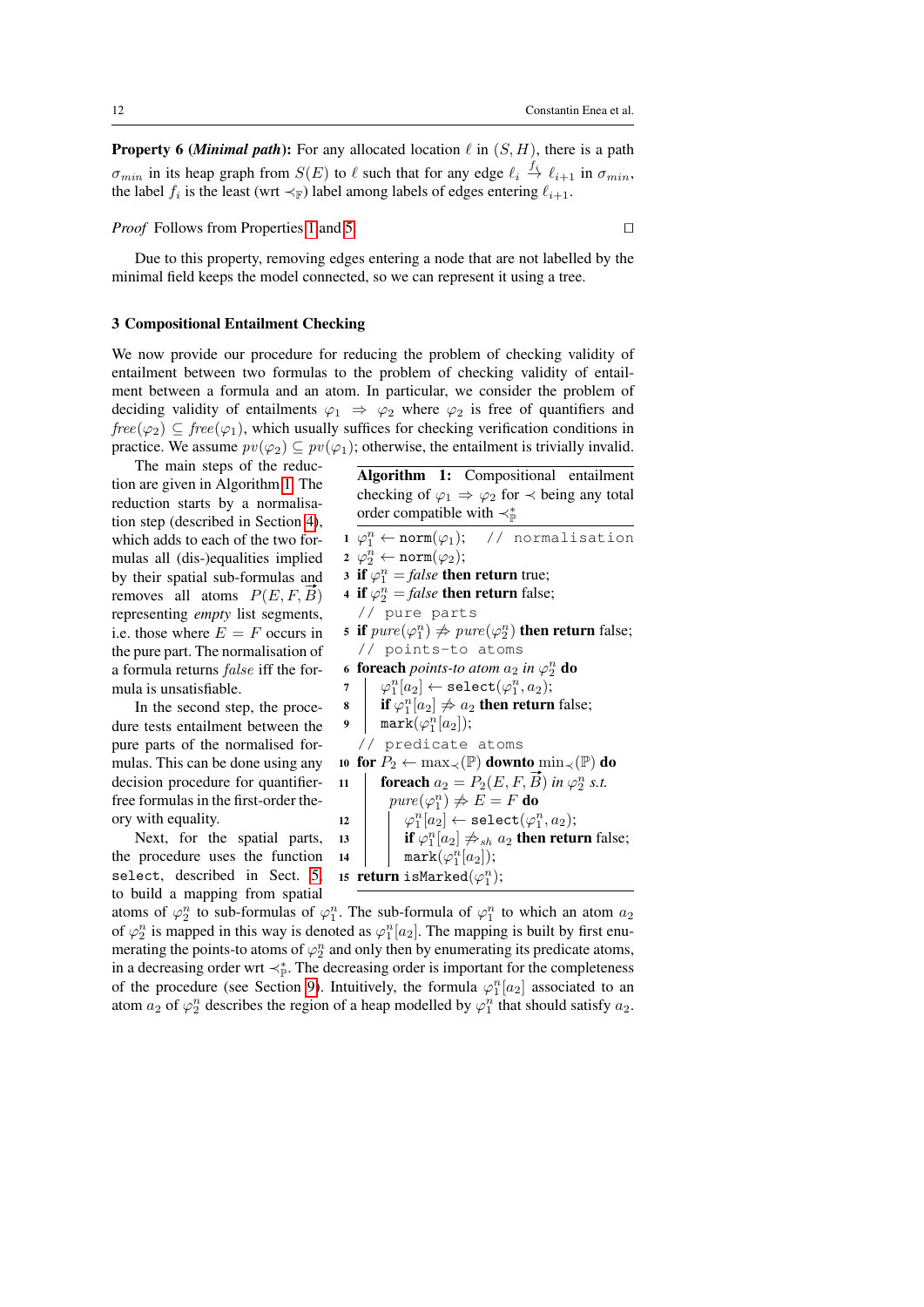**Property 6 (*Minimal path*):** For any allocated location $\ell$ in $(S,H)$, there is a path $\sigma_{min}$ in its heap graph from $S(E)$ to $\ell$ such that for any edge $\ell_i \xrightarrow{f_i} \ell_{i+1}$ in $\sigma_{min}$, the label $f_i$ is the least (wrt $\prec_{\mathbb{F}}$) label among labels of edges entering $\ell_{i+1}$.

*Proof* Follows from Properties 1 and 5. □

Due to this property, removing edges entering a node that are not labelled by the minimal field keeps the model connected, so we can represent it using a tree.

## 3 Compositional Entailment Checking

We now provide our procedure for reducing the problem of checking validity of entailment between two formulas to the problem of checking validity of entailment between a formula and an atom. In particular, we consider the problem of deciding validity of entailments $\varphi_1 \Rightarrow \varphi_2$ where $\varphi_2$ is free of quantifiers and $\mathit{free}(\varphi_2) \subseteq \mathit{free}(\varphi_1)$, which usually suffices for checking verification conditions in practice. We assume $pv(\varphi_2) \subseteq pv(\varphi_1)$; otherwise, the entailment is trivially invalid.

The main steps of the reduction are given in Algorithm 1. The reduction starts by a normalisation step (described in Section 4), which adds to each of the two formulas all (dis-)equalities implied by their spatial sub-formulas and removes all atoms $P(E,F,\vec{B})$ representing *empty* list segments, i.e. those where $E=F$ occurs in the pure part. The normalisation of a formula returns *false* iff the formula is unsatisfiable.

**Algorithm 1:** Compositional entailment checking of $\varphi_1 \Rightarrow \varphi_2$ for $\prec$ being any total order compatible with $\prec_{\mathbb{P}}^*$

```
1  φ1^n ← norm(φ1);   // normalisation
2  φ2^n ← norm(φ2);
3  if φ1^n = false then return true;
4  if φ2^n = false then return false;
   // pure parts
5  if pure(φ1^n) ⇏ pure(φ2^n) then return false;
   // points-to atoms
6  foreach points-to atom a2 in φ2^n do
7  |  φ1^n[a2] ← select(φ1^n, a2);
8  |  if φ1^n[a2] ⇏ a2 then return false;
9  |  mark(φ1^n[a2]);
   // predicate atoms
10 for P2 ← max_≺(ℙ) downto min_≺(ℙ) do
11 |  foreach a2 = P2(E,F,B⃗) in φ2^n s.t.
   |    pure(φ1^n) ⇏ E = F do
12 |  |  φ1^n[a2] ← select(φ1^n, a2);
13 |  |  if φ1^n[a2] ⇏_sh a2 then return false;
14 |  |  mark(φ1^n[a2]);
15 return isMarked(φ1^n);
```

In the second step, the procedure tests entailment between the pure parts of the normalised formulas. This can be done using any decision procedure for quantifier-free formulas in the first-order theory with equality.

Next, for the spatial parts, the procedure uses the function `select`, described in Sect. 5, to build a mapping from spatial atoms of $\varphi_2^n$ to sub-formulas of $\varphi_1^n$. The sub-formula of $\varphi_1^n$ to which an atom $a_2$ of $\varphi_2^n$ is mapped in this way is denoted as $\varphi_1^n[a_2]$. The mapping is built by first enumerating the points-to atoms of $\varphi_2^n$ and only then by enumerating its predicate atoms, in a decreasing order wrt $\prec_{\mathbb{P}}^*$. The decreasing order is important for the completeness of the procedure (see Section 9). Intuitively, the formula $\varphi_1^n[a_2]$ associated to an atom $a_2$ of $\varphi_2^n$ describes the region of a heap modelled by $\varphi_1^n$ that should satisfy $a_2$.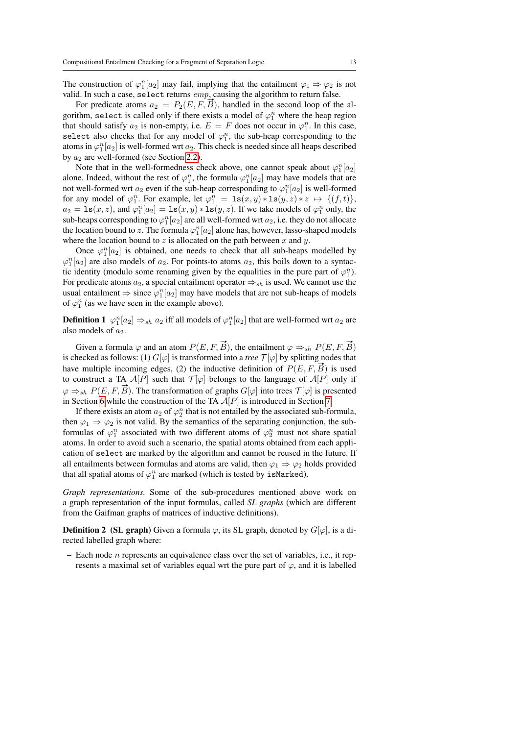The construction of $\varphi_1^n[a_2]$ may fail, implying that the entailment $\varphi_1 \Rightarrow \varphi_2$ is not valid. In such a case, select returns $emp$, causing the algorithm to return false.

For predicate atoms $a_2 = P_2(E, F, \vec{B})$, handled in the second loop of the algorithm, select is called only if there exists a model of $\varphi_1^n$ where the heap region that should satisfy $a_2$ is non-empty, i.e. $E = F$ does not occur in $\varphi_1^n$. In this case, select also checks that for any model of $\varphi_1^n$, the sub-heap corresponding to the atoms in $\varphi_1^n[a_2]$ is well-formed wrt $a_2$. This check is needed since all heaps described by $a_2$ are well-formed (see Section 2.2).

Note that in the well-formedness check above, one cannot speak about $\varphi_1^n[a_2]$ alone. Indeed, without the rest of $\varphi_1^n$, the formula $\varphi_1^n[a_2]$ may have models that are not well-formed wrt $a_2$ even if the sub-heap corresponding to $\varphi_1^n[a_2]$ is well-formed for any model of $\varphi_1^n$. For example, let $\varphi_1^n = \mathtt{ls}(x, y) * \mathtt{ls}(y, z) * z \mapsto \{(f, t)\}$, $a_2 = \mathtt{ls}(x, z)$, and $\varphi_1^n[a_2] = \mathtt{ls}(x, y) * \mathtt{ls}(y, z)$. If we take models of $\varphi_1^n$ only, the sub-heaps corresponding to $\varphi_1^n[a_2]$ are all well-formed wrt $a_2$, i.e. they do not allocate the location bound to $z$. The formula $\varphi_1^n[a_2]$ alone has, however, lasso-shaped models where the location bound to $z$ is allocated on the path between $x$ and $y$.

Once $\varphi_1^n[a_2]$ is obtained, one needs to check that all sub-heaps modelled by $\varphi_1^n[a_2]$ are also models of $a_2$. For points-to atoms $a_2$, this boils down to a syntactic identity (modulo some renaming given by the equalities in the pure part of $\varphi_1^n$). For predicate atoms $a_2$, a special entailment operator $\Rightarrow_{sh}$ is used. We cannot use the usual entailment $\Rightarrow$ since $\varphi_1^n[a_2]$ may have models that are not sub-heaps of models of $\varphi_1^n$ (as we have seen in the example above).

**Definition 1** $\varphi_1^n[a_2] \Rightarrow_{sh} a_2$ iff all models of $\varphi_1^n[a_2]$ that are well-formed wrt $a_2$ are also models of $a_2$.

Given a formula $\varphi$ and an atom $P(E, F, \vec{B})$, the entailment $\varphi \Rightarrow_{sh} P(E, F, \vec{B})$ is checked as follows: (1) $G[\varphi]$ is transformed into a *tree* $\mathcal{T}[\varphi]$ by splitting nodes that have multiple incoming edges, (2) the inductive definition of $P(E, F, \vec{B})$ is used to construct a TA $\mathcal{A}[P]$ such that $\mathcal{T}[\varphi]$ belongs to the language of $\mathcal{A}[P]$ only if $\varphi \Rightarrow_{sh} P(E, F, \vec{B})$. The transformation of graphs $G[\varphi]$ into trees $\mathcal{T}[\varphi]$ is presented in Section 6 while the construction of the TA $\mathcal{A}[P]$ is introduced in Section 7.

If there exists an atom $a_2$ of $\varphi_2^n$ that is not entailed by the associated sub-formula, then $\varphi_1 \Rightarrow \varphi_2$ is not valid. By the semantics of the separating conjunction, the sub-formulas of $\varphi_1^n$ associated with two different atoms of $\varphi_2^n$ must not share spatial atoms. In order to avoid such a scenario, the spatial atoms obtained from each application of select are marked by the algorithm and cannot be reused in the future. If all entailments between formulas and atoms are valid, then $\varphi_1 \Rightarrow \varphi_2$ holds provided that all spatial atoms of $\varphi_1^n$ are marked (which is tested by isMarked).

*Graph representations.* Some of the sub-procedures mentioned above work on a graph representation of the input formulas, called *SL graphs* (which are different from the Gaifman graphs of matrices of inductive definitions).

**Definition 2** **(SL graph)** Given a formula $\varphi$, its SL graph, denoted by $G[\varphi]$, is a directed labelled graph where:

- Each node $n$ represents an equivalence class over the set of variables, i.e., it represents a maximal set of variables equal wrt the pure part of $\varphi$, and it is labelled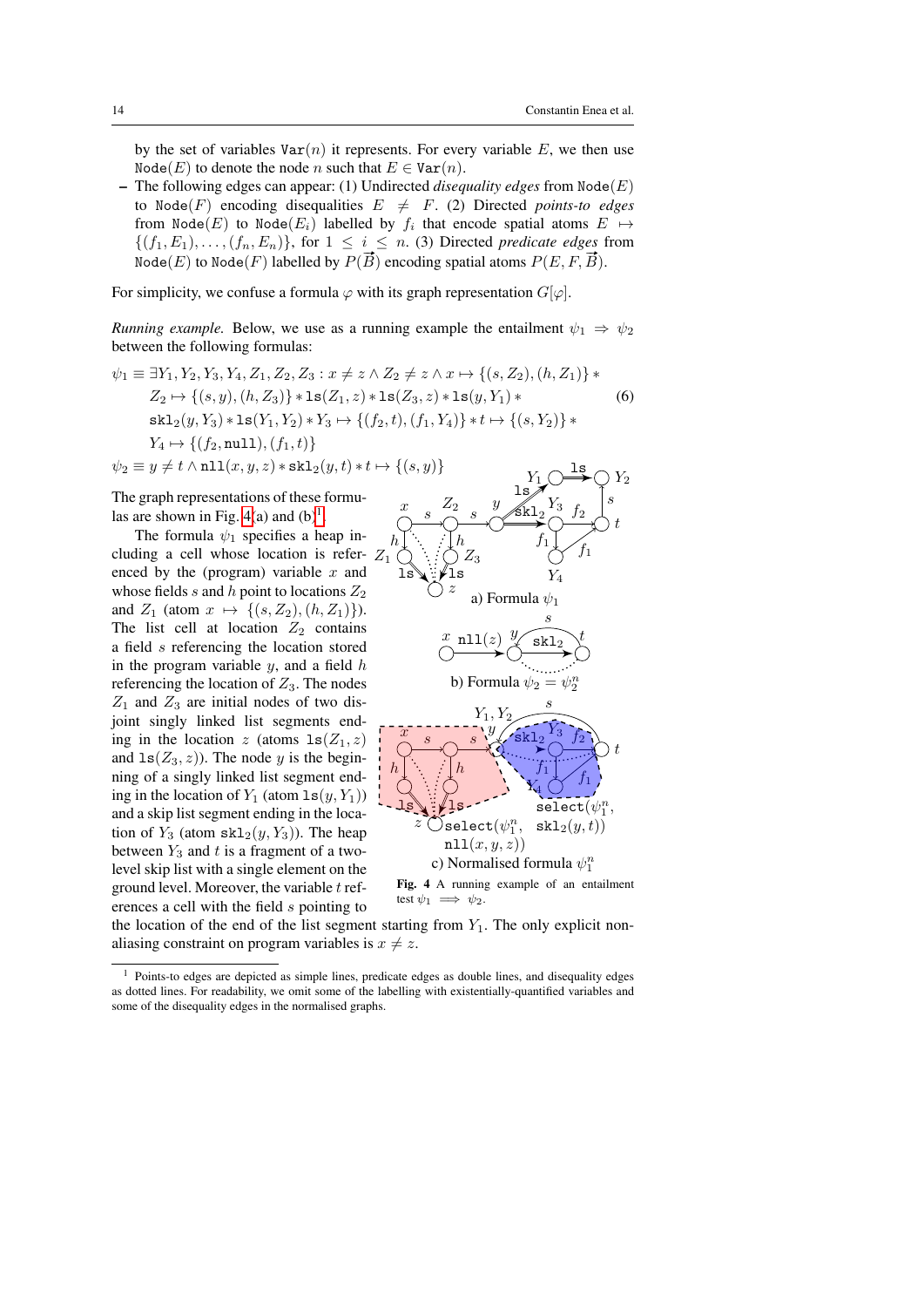by the set of variables $\mathtt{Var}(n)$ it represents. For every variable $E$, we then use $\mathtt{Node}(E)$ to denote the node $n$ such that $E \in \mathtt{Var}(n)$.

- The following edges can appear: (1) Undirected *disequality edges* from $\mathtt{Node}(E)$ to $\mathtt{Node}(F)$ encoding disequalities $E \neq F$. (2) Directed *points-to edges* from $\mathtt{Node}(E)$ to $\mathtt{Node}(E_i)$ labelled by $f_i$ that encode spatial atoms $E \mapsto \{(f_1, E_1), \ldots, (f_n, E_n)\}$, for $1 \leq i \leq n$. (3) Directed *predicate edges* from $\mathtt{Node}(E)$ to $\mathtt{Node}(F)$ labelled by $P(\vec{B})$ encoding spatial atoms $P(E, F, \vec{B})$.

For simplicity, we confuse a formula $\varphi$ with its graph representation $G[\varphi]$.

*Running example.* Below, we use as a running example the entailment $\psi_1 \Rightarrow \psi_2$ between the following formulas:

$$
\begin{aligned}
\psi_1 \equiv\ & \exists Y_1, Y_2, Y_3, Y_4, Z_1, Z_2, Z_3 : x \neq z \wedge Z_2 \neq z \wedge x \mapsto \{(s, Z_2), (h, Z_1)\} * \\
& Z_2 \mapsto \{(s, y), (h, Z_3)\} * \mathtt{ls}(Z_1, z) * \mathtt{ls}(Z_3, z) * \mathtt{ls}(y, Y_1) * \qquad (6)\\
& \mathtt{skl}_2(y, Y_3) * \mathtt{ls}(Y_1, Y_2) * Y_3 \mapsto \{(f_2, t), (f_1, Y_4)\} * t \mapsto \{(s, Y_2)\} * \\
& Y_4 \mapsto \{(f_2, \mathtt{null}), (f_1, t)\} \\
\psi_2 \equiv\ & y \neq t \wedge \mathtt{nll}(x, y, z) * \mathtt{skl}_2(y, t) * t \mapsto \{(s, y)\}
\end{aligned}
$$

The graph representations of these formulas are shown in Fig. 4(a) and (b)[1].

The formula $\psi_1$ specifies a heap including a cell whose location is referenced by the (program) variable $x$ and whose fields $s$ and $h$ point to locations $Z_2$ and $Z_1$ (atom $x \mapsto \{(s, Z_2), (h, Z_1)\}$). The list cell at location $Z_2$ contains a field $s$ referencing the location stored in the program variable $y$, and a field $h$ referencing the location of $Z_3$. The nodes $Z_1$ and $Z_3$ are initial nodes of two disjoint singly linked list segments ending in the location $z$ (atoms $\mathtt{ls}(Z_1, z)$ and $\mathtt{ls}(Z_3, z)$). The node $y$ is the beginning of a singly linked list segment ending in the location of $Y_1$ (atom $\mathtt{ls}(y, Y_1)$) and a skip list segment ending in the location of $Y_3$ (atom $\mathtt{skl}_2(y, Y_3)$). The heap between $Y_3$ and $t$ is a fragment of a two-level skip list with a single element on the ground level. Moreover, the variable $t$ references a cell with the field $s$ pointing to the location of the end of the list segment starting from $Y_1$. The only explicit non-aliasing constraint on program variables is $x \neq z$.

**Fig. 4** A running example of an entailment test $\psi_1 \implies \psi_2$.

[1] Points-to edges are depicted as simple lines, predicate edges as double lines, and disequality edges as dotted lines. For readability, we omit some of the labelling with existentially-quantified variables and some of the disequality edges in the normalised graphs.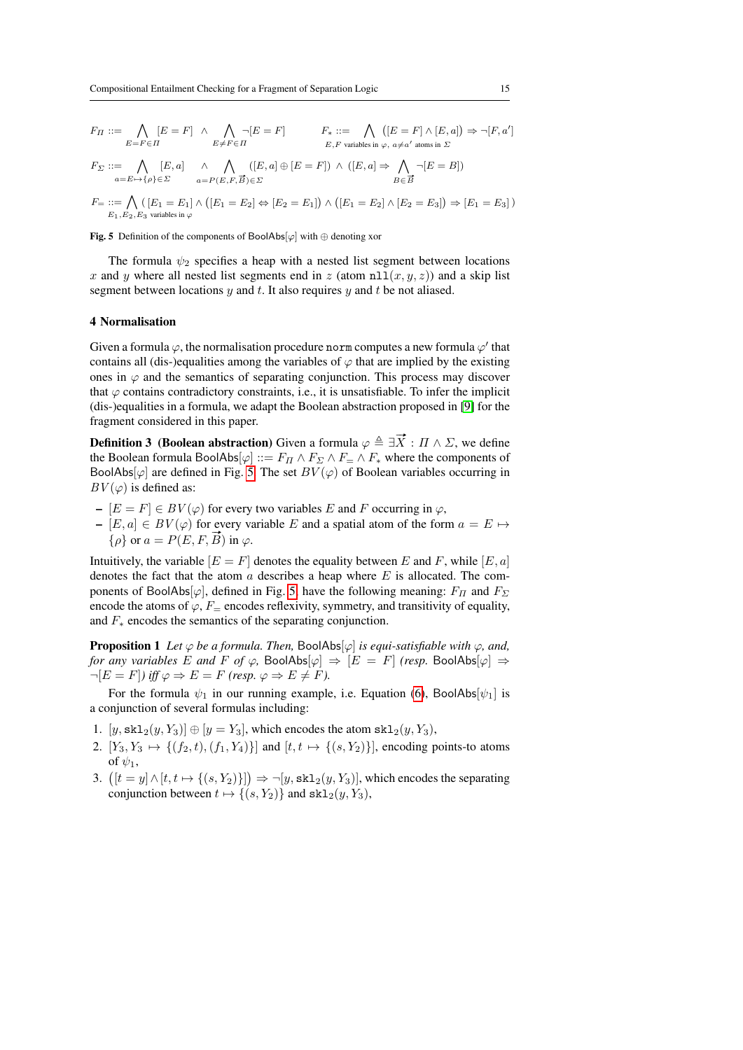$$F_\Pi ::= \bigwedge_{E=F\in\Pi} [E=F] \;\wedge\; \bigwedge_{E\neq F\in\Pi} \neg[E=F] \qquad F_* ::= \bigwedge_{E,F \text{ variables in } \varphi,\; a\neq a' \text{ atoms in } \Sigma} \big([E=F]\wedge[E,a]\big) \Rightarrow \neg[F,a']$$

$$F_\Sigma ::= \bigwedge_{a=E\mapsto\{\rho\}\in\Sigma} [E,a] \;\;\wedge \bigwedge_{a=P(E,F,\vec{B})\in\Sigma} \big([E,a]\oplus[E=F]\big) \wedge \big([E,a] \Rightarrow \bigwedge_{B\in\vec{B}} \neg[E=B]\big)$$

$$F_= ::= \bigwedge_{E_1,E_2,E_3 \text{ variables in } \varphi} \big(\,[E_1=E_1]\wedge\big([E_1=E_2]\Leftrightarrow[E_2=E_1]\big)\wedge\big([E_1=E_2]\wedge[E_2=E_3]\big)\Rightarrow[E_1=E_3]\,\big)$$

**Fig. 5** Definition of the components of $\mathsf{BoolAbs}[\varphi]$ with $\oplus$ denoting xor

The formula $\psi_2$ specifies a heap with a nested list segment between locations $x$ and $y$ where all nested list segments end in $z$ (atom $\mathtt{nll}(x,y,z)$) and a skip list segment between locations $y$ and $t$. It also requires $y$ and $t$ be not aliased.

## 4 Normalisation

Given a formula $\varphi$, the normalisation procedure `norm` computes a new formula $\varphi'$ that contains all (dis-)equalities among the variables of $\varphi$ that are implied by the existing ones in $\varphi$ and the semantics of separating conjunction. This process may discover that $\varphi$ contains contradictory constraints, i.e., it is unsatisfiable. To infer the implicit (dis-)equalities in a formula, we adapt the Boolean abstraction proposed in [9] for the fragment considered in this paper.

**Definition 3 (Boolean abstraction)** Given a formula $\varphi \triangleq \exists\vec{X} : \Pi\wedge\Sigma$, we define the Boolean formula $\mathsf{BoolAbs}[\varphi] ::= F_\Pi \wedge F_\Sigma \wedge F_= \wedge F_*$ where the components of $\mathsf{BoolAbs}[\varphi]$ are defined in Fig. 5. The set $BV(\varphi)$ of Boolean variables occurring in $BV(\varphi)$ is defined as:

- $[E=F] \in BV(\varphi)$ for every two variables $E$ and $F$ occurring in $\varphi$,
- $[E,a] \in BV(\varphi)$ for every variable $E$ and a spatial atom of the form $a = E \mapsto \{\rho\}$ or $a = P(E,F,\vec{B})$ in $\varphi$.

Intuitively, the variable $[E=F]$ denotes the equality between $E$ and $F$, while $[E,a]$ denotes the fact that the atom $a$ describes a heap where $E$ is allocated. The components of $\mathsf{BoolAbs}[\varphi]$, defined in Fig. 5, have the following meaning: $F_\Pi$ and $F_\Sigma$ encode the atoms of $\varphi$, $F_=$ encodes reflexivity, symmetry, and transitivity of equality, and $F_*$ encodes the semantics of the separating conjunction.

**Proposition 1** *Let $\varphi$ be a formula. Then,* $\mathsf{BoolAbs}[\varphi]$ *is equi-satisfiable with $\varphi$, and, for any variables $E$ and $F$ of $\varphi$,* $\mathsf{BoolAbs}[\varphi] \Rightarrow [E=F]$ *(resp.* $\mathsf{BoolAbs}[\varphi] \Rightarrow \neg[E=F]$*) iff $\varphi \Rightarrow E=F$ (resp. $\varphi \Rightarrow E\neq F$).*

For the formula $\psi_1$ in our running example, i.e. Equation (6), $\mathsf{BoolAbs}[\psi_1]$ is a conjunction of several formulas including:

1. $[y, \mathtt{skl}_2(y,Y_3)] \oplus [y=Y_3]$, which encodes the atom $\mathtt{skl}_2(y,Y_3)$,
2. $[Y_3, Y_3 \mapsto \{(f_2,t),(f_1,Y_4)\}]$ and $[t, t\mapsto\{(s,Y_2)\}]$, encoding points-to atoms of $\psi_1$,
3. $\big([t=y]\wedge[t,t\mapsto\{(s,Y_2)\}]\big) \Rightarrow \neg[y,\mathtt{skl}_2(y,Y_3)]$, which encodes the separating conjunction between $t\mapsto\{(s,Y_2)\}$ and $\mathtt{skl}_2(y,Y_3)$,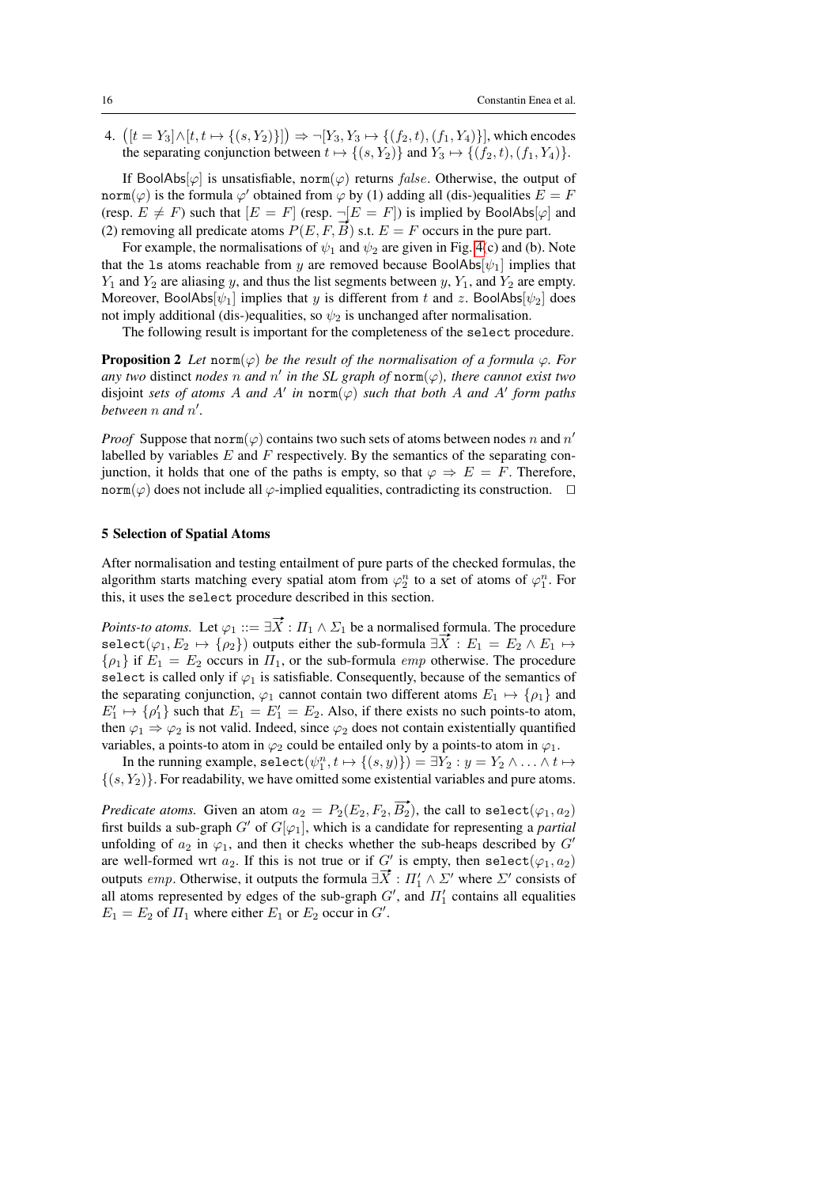4. $\big([t = Y_3] \wedge [t, t \mapsto \{(s, Y_2)\}]\big) \Rightarrow \neg[Y_3, Y_3 \mapsto \{(f_2, t), (f_1, Y_4)\}]$, which encodes the separating conjunction between $t \mapsto \{(s, Y_2)\}$ and $Y_3 \mapsto \{(f_2, t), (f_1, Y_4)\}$.

If $\mathsf{BoolAbs}[\varphi]$ is unsatisfiable, $\mathtt{norm}(\varphi)$ returns $false$. Otherwise, the output of $\mathtt{norm}(\varphi)$ is the formula $\varphi'$ obtained from $\varphi$ by (1) adding all (dis-)equalities $E = F$ (resp. $E \neq F$) such that $[E = F]$ (resp. $\neg[E = F]$) is implied by $\mathsf{BoolAbs}[\varphi]$ and (2) removing all predicate atoms $P(E, F, \overrightarrow{B})$ s.t. $E = F$ occurs in the pure part.

For example, the normalisations of $\psi_1$ and $\psi_2$ are given in Fig. 4(c) and (b). Note that the `ls` atoms reachable from $y$ are removed because $\mathsf{BoolAbs}[\psi_1]$ implies that $Y_1$ and $Y_2$ are aliasing $y$, and thus the list segments between $y$, $Y_1$, and $Y_2$ are empty. Moreover, $\mathsf{BoolAbs}[\psi_1]$ implies that $y$ is different from $t$ and $z$. $\mathsf{BoolAbs}[\psi_2]$ does not imply additional (dis-)equalities, so $\psi_2$ is unchanged after normalisation.

The following result is important for the completeness of the `select` procedure.

**Proposition 2** *Let $\mathtt{norm}(\varphi)$ be the result of the normalisation of a formula $\varphi$. For any two* distinct *nodes $n$ and $n'$ in the SL graph of $\mathtt{norm}(\varphi)$, there cannot exist two* disjoint *sets of atoms $A$ and $A'$ in $\mathtt{norm}(\varphi)$ such that both $A$ and $A'$ form paths between $n$ and $n'$.*

*Proof* Suppose that $\mathtt{norm}(\varphi)$ contains two such sets of atoms between nodes $n$ and $n'$ labelled by variables $E$ and $F$ respectively. By the semantics of the separating conjunction, it holds that one of the paths is empty, so that $\varphi \Rightarrow E = F$. Therefore, $\mathtt{norm}(\varphi)$ does not include all $\varphi$-implied equalities, contradicting its construction. $\square$

## 5 Selection of Spatial Atoms

After normalisation and testing entailment of pure parts of the checked formulas, the algorithm starts matching every spatial atom from $\varphi_2^n$ to a set of atoms of $\varphi_1^n$. For this, it uses the `select` procedure described in this section.

*Points-to atoms.* Let $\varphi_1 ::= \exists \overrightarrow{X} : \Pi_1 \wedge \Sigma_1$ be a normalised formula. The procedure $\mathtt{select}(\varphi_1, E_2 \mapsto \{\rho_2\})$ outputs either the sub-formula $\exists \overrightarrow{X} : E_1 = E_2 \wedge E_1 \mapsto \{\rho_1\}$ if $E_1 = E_2$ occurs in $\Pi_1$, or the sub-formula $emp$ otherwise. The procedure `select` is called only if $\varphi_1$ is satisfiable. Consequently, because of the semantics of the separating conjunction, $\varphi_1$ cannot contain two different atoms $E_1 \mapsto \{\rho_1\}$ and $E_1' \mapsto \{\rho_1'\}$ such that $E_1 = E_1' = E_2$. Also, if there exists no such points-to atom, then $\varphi_1 \Rightarrow \varphi_2$ is not valid. Indeed, since $\varphi_2$ does not contain existentially quantified variables, a points-to atom in $\varphi_2$ could be entailed only by a points-to atom in $\varphi_1$.

In the running example, $\mathtt{select}(\psi_1^n, t \mapsto \{(s, y)\}) = \exists Y_2 : y = Y_2 \wedge \ldots \wedge t \mapsto \{(s, Y_2)\}$. For readability, we have omitted some existential variables and pure atoms.

*Predicate atoms.* Given an atom $a_2 = P_2(E_2, F_2, \overrightarrow{B_2})$, the call to $\mathtt{select}(\varphi_1, a_2)$ first builds a sub-graph $G'$ of $G[\varphi_1]$, which is a candidate for representing a *partial* unfolding of $a_2$ in $\varphi_1$, and then it checks whether the sub-heaps described by $G'$ are well-formed wrt $a_2$. If this is not true or if $G'$ is empty, then $\mathtt{select}(\varphi_1, a_2)$ outputs $emp$. Otherwise, it outputs the formula $\exists \overrightarrow{X} : \Pi_1' \wedge \Sigma'$ where $\Sigma'$ consists of all atoms represented by edges of the sub-graph $G'$, and $\Pi_1'$ contains all equalities $E_1 = E_2$ of $\Pi_1$ where either $E_1$ or $E_2$ occur in $G'$.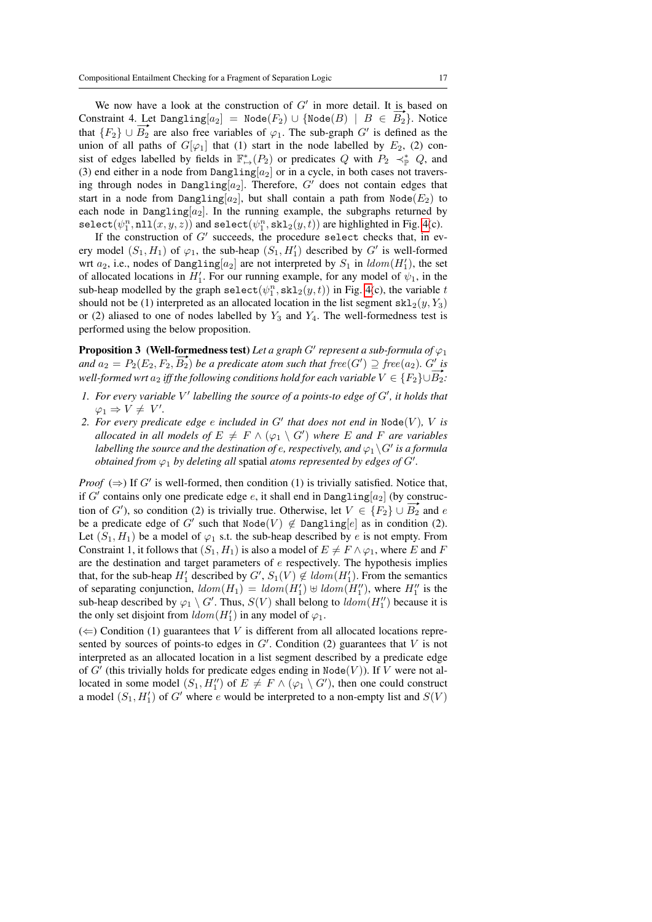We now have a look at the construction of $G'$ in more detail. It is based on Constraint 4. Let $\texttt{Dangling}[a_2] = \texttt{Node}(F_2) \cup \{\texttt{Node}(B) \mid B \in \overrightarrow{B_2}\}$. Notice that $\{F_2\} \cup \overrightarrow{B_2}$ are also free variables of $\varphi_1$. The sub-graph $G'$ is defined as the union of all paths of $G[\varphi_1]$ that (1) start in the node labelled by $E_2$, (2) consist of edges labelled by fields in $\mathbb{F}^*_{\mapsto}(P_2)$ or predicates $Q$ with $P_2 \prec^*_{\mathbb{P}} Q$, and (3) end either in a node from $\texttt{Dangling}[a_2]$ or in a cycle, in both cases not traversing through nodes in $\texttt{Dangling}[a_2]$. Therefore, $G'$ does not contain edges that start in a node from $\texttt{Dangling}[a_2]$, but shall contain a path from $\texttt{Node}(E_2)$ to each node in $\texttt{Dangling}[a_2]$. In the running example, the subgraphs returned by $\texttt{select}(\psi_1^n, \texttt{nll}(x,y,z))$ and $\texttt{select}(\psi_1^n, \texttt{skl}_2(y,t))$ are highlighted in Fig. 4(c).

If the construction of $G'$ succeeds, the procedure select checks that, in every model $(S_1, H_1)$ of $\varphi_1$, the sub-heap $(S_1, H_1')$ described by $G'$ is well-formed wrt $a_2$, i.e., nodes of $\texttt{Dangling}[a_2]$ are not interpreted by $S_1$ in $ldom(H_1')$, the set of allocated locations in $H_1'$. For our running example, for any model of $\psi_1$, in the sub-heap modelled by the graph $\texttt{select}(\psi_1^n, \texttt{skl}_2(y,t))$ in Fig. 4(c), the variable $t$ should not be (1) interpreted as an allocated location in the list segment $\texttt{skl}_2(y, Y_3)$ or (2) aliased to one of nodes labelled by $Y_3$ and $Y_4$. The well-formedness test is performed using the below proposition.

**Proposition 3 (Well-formedness test)** *Let a graph $G'$ represent a sub-formula of $\varphi_1$ and $a_2 = P_2(E_2, F_2, \overrightarrow{B_2})$ be a predicate atom such that $free(G') \supseteq free(a_2)$. $G'$ is well-formed wrt $a_2$ iff the following conditions hold for each variable $V \in \{F_2\} \cup \overrightarrow{B_2}$:*

1. *For every variable $V'$ labelling the source of a points-to edge of $G'$, it holds that $\varphi_1 \Rightarrow V \neq V'$.*
2. *For every predicate edge $e$ included in $G'$ that does not end in $\texttt{Node}(V)$, $V$ is allocated in all models of $E \neq F \wedge (\varphi_1 \setminus G')$ where $E$ and $F$ are variables labelling the source and the destination of $e$, respectively, and $\varphi_1 \setminus G'$ is a formula obtained from $\varphi_1$ by deleting all* spatial *atoms represented by edges of $G'$.*

*Proof* ($\Rightarrow$) If $G'$ is well-formed, then condition (1) is trivially satisfied. Notice that, if $G'$ contains only one predicate edge $e$, it shall end in $\texttt{Dangling}[a_2]$ (by construction of $G'$), so condition (2) is trivially true. Otherwise, let $V \in \{F_2\} \cup \overrightarrow{B_2}$ and $e$ be a predicate edge of $G'$ such that $\texttt{Node}(V) \notin \texttt{Dangling}[e]$ as in condition (2). Let $(S_1, H_1)$ be a model of $\varphi_1$ s.t. the sub-heap described by $e$ is not empty. From Constraint 1, it follows that $(S_1, H_1)$ is also a model of $E \neq F \wedge \varphi_1$, where $E$ and $F$ are the destination and target parameters of $e$ respectively. The hypothesis implies that, for the sub-heap $H_1'$ described by $G'$, $S_1(V) \notin ldom(H_1')$. From the semantics of separating conjunction, $ldom(H_1) = ldom(H_1') \uplus ldom(H_1'')$, where $H_1''$ is the sub-heap described by $\varphi_1 \setminus G'$. Thus, $S(V)$ shall belong to $ldom(H_1'')$ because it is the only set disjoint from $ldom(H_1')$ in any model of $\varphi_1$.

($\Leftarrow$) Condition (1) guarantees that $V$ is different from all allocated locations represented by sources of points-to edges in $G'$. Condition (2) guarantees that $V$ is not interpreted as an allocated location in a list segment described by a predicate edge of $G'$ (this trivially holds for predicate edges ending in $\texttt{Node}(V)$). If $V$ were not allocated in some model $(S_1, H_1'')$ of $E \neq F \wedge (\varphi_1 \setminus G')$, then one could construct a model $(S_1, H_1')$ of $G'$ where $e$ would be interpreted to a non-empty list and $S(V)$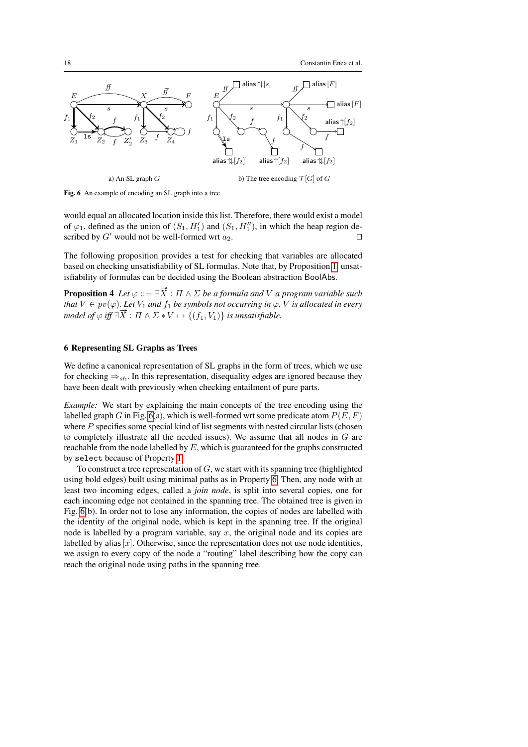a) An SL graph $G$

b) The tree encoding $\mathcal{T}[G]$ of $G$

**Fig. 6** An example of encoding an SL graph into a tree

would equal an allocated location inside this list. Therefore, there would exist a model of $\varphi_1$, defined as the union of $(S_1, H_1')$ and $(S_1, H_1'')$, in which the heap region described by $G'$ would not be well-formed wrt $a_2$. $\square$

The following proposition provides a test for checking that variables are allocated based on checking unsatisfiability of SL formulas. Note that, by Proposition 1, unsatisfiability of formulas can be decided using the Boolean abstraction BoolAbs.

**Proposition 4** *Let $\varphi ::= \exists \overrightarrow{X} : \Pi \wedge \Sigma$ be a formula and $V$ a program variable such that $V \in pv(\varphi)$. Let $V_1$ and $f_1$ be symbols not occurring in $\varphi$. $V$ is allocated in every model of $\varphi$ iff $\exists \overrightarrow{X} : \Pi \wedge \Sigma * V \mapsto \{(f_1, V_1)\}$ is unsatisfiable.*

## 6 Representing SL Graphs as Trees

We define a canonical representation of SL graphs in the form of trees, which we use for checking $\Rightarrow_{sh}$. In this representation, disequality edges are ignored because they have been dealt with previously when checking entailment of pure parts.

*Example:* We start by explaining the main concepts of the tree encoding using the labelled graph $G$ in Fig. 6(a), which is well-formed wrt some predicate atom $P(E, F)$ where $P$ specifies some special kind of list segments with nested circular lists (chosen to completely illustrate all the needed issues). We assume that all nodes in $G$ are reachable from the node labelled by $E$, which is guaranteed for the graphs constructed by `select` because of Property 1.

To construct a tree representation of $G$, we start with its spanning tree (highlighted using bold edges) built using minimal paths as in Property 6. Then, any node with at least two incoming edges, called a *join node*, is split into several copies, one for each incoming edge not contained in the spanning tree. The obtained tree is given in Fig. 6(b). In order not to lose any information, the copies of nodes are labelled with the identity of the original node, which is kept in the spanning tree. If the original node is labelled by a program variable, say $x$, the original node and its copies are labelled by alias $[x]$. Otherwise, since the representation does not use node identities, we assign to every copy of the node a "routing" label describing how the copy can reach the original node using paths in the spanning tree.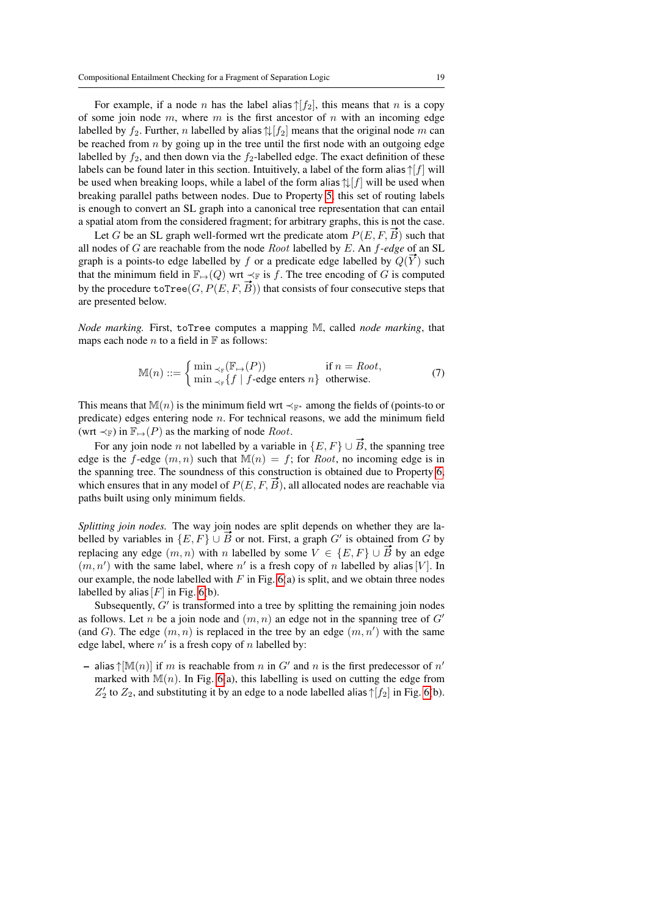For example, if a node $n$ has the label $\mathsf{alias}\!\uparrow\![f_2]$, this means that $n$ is a copy of some join node $m$, where $m$ is the first ancestor of $n$ with an incoming edge labelled by $f_2$. Further, $n$ labelled by $\mathsf{alias}\!\uparrow\!\!\downarrow\![f_2]$ means that the original node $m$ can be reached from $n$ by going up in the tree until the first node with an outgoing edge labelled by $f_2$, and then down via the $f_2$-labelled edge. The exact definition of these labels can be found later in this section. Intuitively, a label of the form $\mathsf{alias}\!\uparrow\![f]$ will be used when breaking loops, while a label of the form $\mathsf{alias}\!\uparrow\!\!\downarrow\![f]$ will be used when breaking parallel paths between nodes. Due to Property 5, this set of routing labels is enough to convert an SL graph into a canonical tree representation that can entail a spatial atom from the considered fragment; for arbitrary graphs, this is not the case.

Let $G$ be an SL graph well-formed wrt the predicate atom $P(E, F, \vec{B})$ such that all nodes of $G$ are reachable from the node $Root$ labelled by $E$. An *$f$-edge* of an SL graph is a points-to edge labelled by $f$ or a predicate edge labelled by $Q(\vec{Y})$ such that the minimum field in $\mathbb{F}_{\mapsto}(Q)$ wrt $\prec_{\mathbb{F}}$ is $f$. The tree encoding of $G$ is computed by the procedure $\mathtt{toTree}(G, P(E, F, \vec{B}))$ that consists of four consecutive steps that are presented below.

*Node marking.* First, toTree computes a mapping $\mathbb{M}$, called *node marking*, that maps each node $n$ to a field in $\mathbb{F}$ as follows:

$$\mathbb{M}(n) ::= \begin{cases} \min_{\prec_{\mathbb{F}}}(\mathbb{F}_{\mapsto}(P)) & \text{if } n = Root, \\ \min_{\prec_{\mathbb{F}}}\{f \mid f\text{-edge enters } n\} & \text{otherwise.} \end{cases} \tag{7}$$

This means that $\mathbb{M}(n)$ is the minimum field wrt $\prec_{\mathbb{F}^*}$ among the fields of (points-to or predicate) edges entering node $n$. For technical reasons, we add the minimum field (wrt $\prec_{\mathbb{F}}$) in $\mathbb{F}_{\mapsto}(P)$ as the marking of node $Root$.

For any join node $n$ not labelled by a variable in $\{E, F\} \cup \vec{B}$, the spanning tree edge is the $f$-edge $(m, n)$ such that $\mathbb{M}(n) = f$; for $Root$, no incoming edge is in the spanning tree. The soundness of this construction is obtained due to Property 6, which ensures that in any model of $P(E, F, \vec{B})$, all allocated nodes are reachable via paths built using only minimum fields.

*Splitting join nodes.* The way join nodes are split depends on whether they are labelled by variables in $\{E, F\} \cup \vec{B}$ or not. First, a graph $G'$ is obtained from $G$ by replacing any edge $(m, n)$ with $n$ labelled by some $V \in \{E, F\} \cup \vec{B}$ by an edge $(m, n')$ with the same label, where $n'$ is a fresh copy of $n$ labelled by $\mathsf{alias}\,[V]$. In our example, the node labelled with $F$ in Fig. 6(a) is split, and we obtain three nodes labelled by $\mathsf{alias}\,[F]$ in Fig. 6(b).

Subsequently, $G'$ is transformed into a tree by splitting the remaining join nodes as follows. Let $n$ be a join node and $(m, n)$ an edge not in the spanning tree of $G'$ (and $G$). The edge $(m, n)$ is replaced in the tree by an edge $(m, n')$ with the same edge label, where $n'$ is a fresh copy of $n$ labelled by:

– $\mathsf{alias}\!\uparrow\![\mathbb{M}(n)]$ if $m$ is reachable from $n$ in $G'$ and $n$ is the first predecessor of $n'$ marked with $\mathbb{M}(n)$. In Fig. 6(a), this labelling is used on cutting the edge from $Z_2'$ to $Z_2$, and substituting it by an edge to a node labelled $\mathsf{alias}\!\uparrow\![f_2]$ in Fig. 6(b).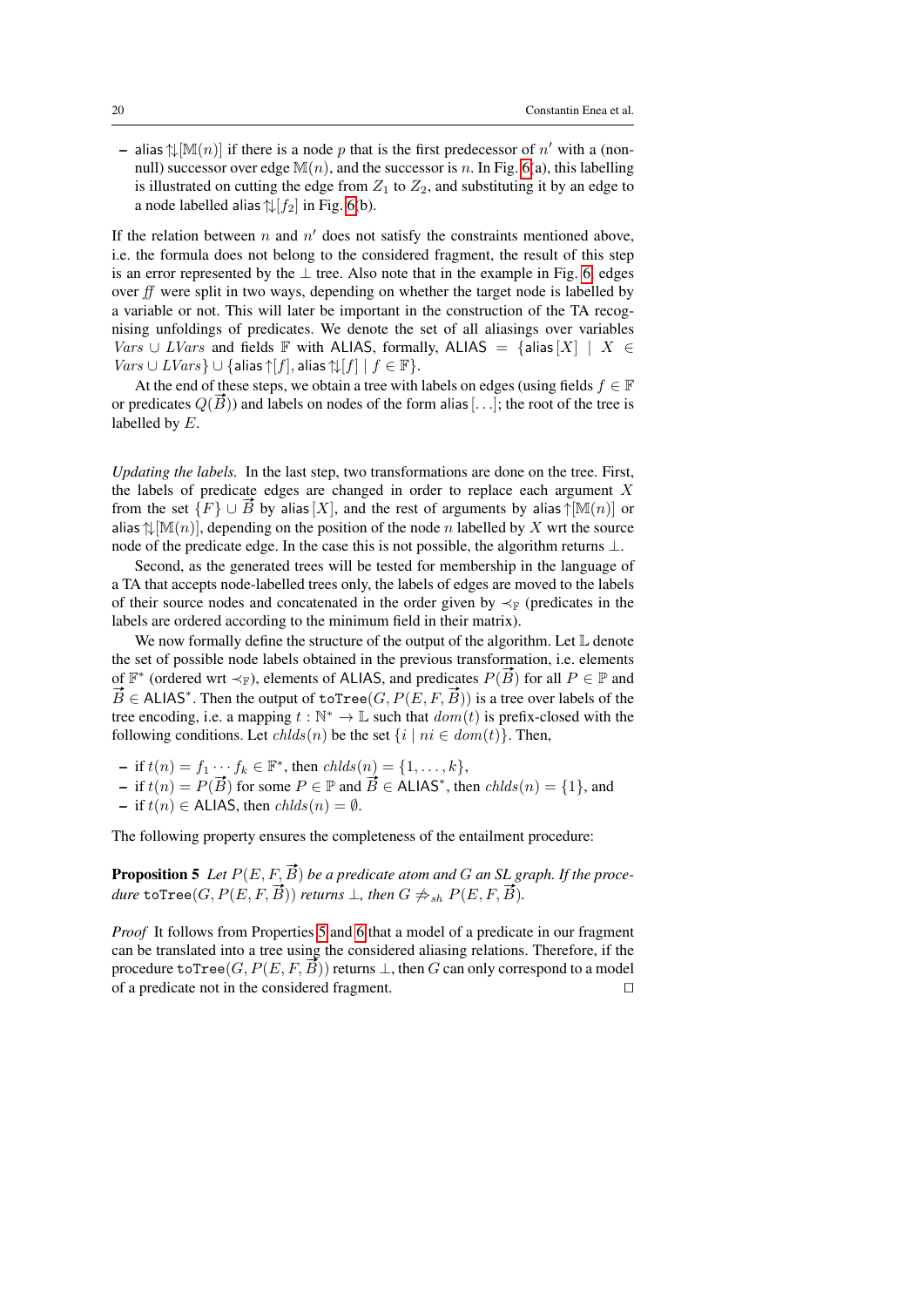- $\mathsf{alias} \Updownarrow [\mathbb{M}(n)]$ if there is a node $p$ that is the first predecessor of $n'$ with a (non-null) successor over edge $\mathbb{M}(n)$, and the successor is $n$. In Fig. 6(a), this labelling is illustrated on cutting the edge from $Z_1$ to $Z_2$, and substituting it by an edge to a node labelled $\mathsf{alias} \Updownarrow [f_2]$ in Fig. 6(b).

If the relation between $n$ and $n'$ does not satisfy the constraints mentioned above, i.e. the formula does not belong to the considered fragment, the result of this step is an error represented by the $\bot$ tree. Also note that in the example in Fig. 6, edges over *ff* were split in two ways, depending on whether the target node is labelled by a variable or not. This will later be important in the construction of the TA recognising unfoldings of predicates. We denote the set of all aliasings over variables $Vars \cup LVars$ and fields $\mathbb{F}$ with $\mathsf{ALIAS}$, formally, $\mathsf{ALIAS} = \{\mathsf{alias}[X] \mid X \in Vars \cup LVars\} \cup \{\mathsf{alias}\uparrow[f], \mathsf{alias} \Updownarrow [f] \mid f \in \mathbb{F}\}$.

At the end of these steps, we obtain a tree with labels on edges (using fields $f \in \mathbb{F}$ or predicates $Q(\vec{B})$) and labels on nodes of the form $\mathsf{alias}[\ldots]$; the root of the tree is labelled by $E$.

*Updating the labels.* In the last step, two transformations are done on the tree. First, the labels of predicate edges are changed in order to replace each argument $X$ from the set $\{F\} \cup \vec{B}$ by $\mathsf{alias}[X]$, and the rest of arguments by $\mathsf{alias}\uparrow[\mathbb{M}(n)]$ or $\mathsf{alias} \Updownarrow [\mathbb{M}(n)]$, depending on the position of the node $n$ labelled by $X$ wrt the source node of the predicate edge. In the case this is not possible, the algorithm returns $\bot$.

Second, as the generated trees will be tested for membership in the language of a TA that accepts node-labelled trees only, the labels of edges are moved to the labels of their source nodes and concatenated in the order given by $\prec_{\mathbb{F}}$ (predicates in the labels are ordered according to the minimum field in their matrix).

We now formally define the structure of the output of the algorithm. Let $\mathbb{L}$ denote the set of possible node labels obtained in the previous transformation, i.e. elements of $\mathbb{F}^*$ (ordered wrt $\prec_{\mathbb{F}}$), elements of $\mathsf{ALIAS}$, and predicates $P(\vec{B})$ for all $P \in \mathbb{P}$ and $\vec{B} \in \mathsf{ALIAS}^*$. Then the output of $\mathtt{toTree}(G, P(E, F, \vec{B}))$ is a tree over labels of the tree encoding, i.e. a mapping $t : \mathbb{N}^* \to \mathbb{L}$ such that $dom(t)$ is prefix-closed with the following conditions. Let $chlds(n)$ be the set $\{i \mid ni \in dom(t)\}$. Then,

- if $t(n) = f_1 \cdots f_k \in \mathbb{F}^*$, then $chlds(n) = \{1, \ldots, k\}$,
- if $t(n) = P(\vec{B})$ for some $P \in \mathbb{P}$ and $\vec{B} \in \mathsf{ALIAS}^*$, then $chlds(n) = \{1\}$, and
- if $t(n) \in \mathsf{ALIAS}$, then $chlds(n) = \emptyset$.

The following property ensures the completeness of the entailment procedure:

**Proposition 5** *Let $P(E, F, \vec{B})$ be a predicate atom and $G$ an SL graph. If the procedure $\mathtt{toTree}(G, P(E, F, \vec{B}))$ returns $\bot$, then $G \not\Rightarrow_{sh} P(E, F, \vec{B})$.*

*Proof* It follows from Properties 5 and 6 that a model of a predicate in our fragment can be translated into a tree using the considered aliasing relations. Therefore, if the procedure $\mathtt{toTree}(G, P(E, F, \vec{B}))$ returns $\bot$, then $G$ can only correspond to a model of a predicate not in the considered fragment. $\square$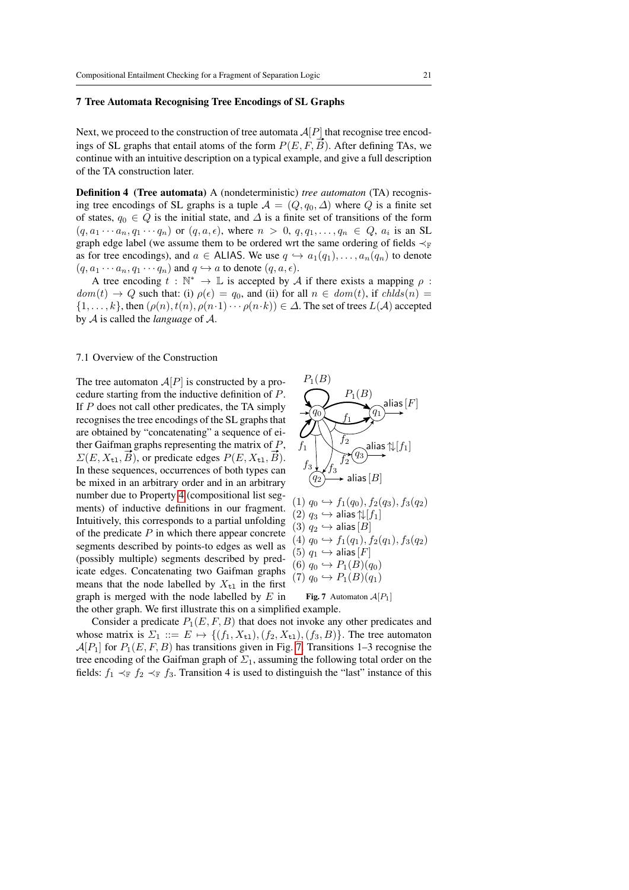## 7 Tree Automata Recognising Tree Encodings of SL Graphs

Next, we proceed to the construction of tree automata $\mathcal{A}[P]$ that recognise tree encodings of SL graphs that entail atoms of the form $P(E, F, \vec{B})$. After defining TAs, we continue with an intuitive description on a typical example, and give a full description of the TA construction later.

**Definition 4 (Tree automata)** A (nondeterministic) *tree automaton* (TA) recognising tree encodings of SL graphs is a tuple $\mathcal{A} = (Q, q_0, \Delta)$ where $Q$ is a finite set of states, $q_0 \in Q$ is the initial state, and $\Delta$ is a finite set of transitions of the form $(q, a_1 \cdots a_n, q_1 \cdots q_n)$ or $(q, a, \epsilon)$, where $n > 0$, $q, q_1, \ldots, q_n \in Q$, $a_i$ is an SL graph edge label (we assume them to be ordered wrt the same ordering of fields $\prec_{\mathbb{F}}$ as for tree encodings), and $a \in \mathsf{ALIAS}$. We use $q \hookrightarrow a_1(q_1), \ldots, a_n(q_n)$ to denote $(q, a_1 \cdots a_n, q_1 \cdots q_n)$ and $q \hookrightarrow a$ to denote $(q, a, \epsilon)$.

A tree encoding $t : \mathbb{N}^* \to \mathbb{L}$ is accepted by $\mathcal{A}$ if there exists a mapping $\rho : dom(t) \to Q$ such that: (i) $\rho(\epsilon) = q_0$, and (ii) for all $n \in dom(t)$, if $chlds(n) = \{1, \ldots, k\}$, then $(\rho(n), t(n), \rho(n{\cdot}1) \cdots \rho(n{\cdot}k)) \in \Delta$. The set of trees $L(\mathcal{A})$ accepted by $\mathcal{A}$ is called the *language* of $\mathcal{A}$.

### 7.1 Overview of the Construction

The tree automaton $\mathcal{A}[P]$ is constructed by a procedure starting from the inductive definition of $P$. If $P$ does not call other predicates, the TA simply recognises the tree encodings of the SL graphs that are obtained by "concatenating" a sequence of either Gaifman graphs representing the matrix of $P$, $\Sigma(E, X_{\mathtt{tl}}, \vec{B})$, or predicate edges $P(E, X_{\mathtt{tl}}, \vec{B})$. In these sequences, occurrences of both types can be mixed in an arbitrary order and in an arbitrary number due to Property 4 (compositional list segments) of inductive definitions in our fragment. Intuitively, this corresponds to a partial unfolding of the predicate $P$ in which there appear concrete segments described by points-to edges as well as (possibly multiple) segments described by predicate edges. Concatenating two Gaifman graphs means that the node labelled by $X_{\mathtt{tl}}$ in the first graph is merged with the node labelled by $E$ in the other graph. We first illustrate this on a simplified example.

(1) $q_0 \hookrightarrow f_1(q_0), f_2(q_3), f_3(q_2)$
(2) $q_3 \hookrightarrow \mathsf{alias}\Uparrow\!\!\Downarrow[f_1]$
(3) $q_2 \hookrightarrow \mathsf{alias}[B]$
(4) $q_0 \hookrightarrow f_1(q_1), f_2(q_1), f_3(q_2)$
(5) $q_1 \hookrightarrow \mathsf{alias}[F]$
(6) $q_0 \hookrightarrow P_1(B)(q_0)$
(7) $q_0 \hookrightarrow P_1(B)(q_1)$

**Fig. 7** Automaton $\mathcal{A}[P_1]$

Consider a predicate $P_1(E, F, B)$ that does not invoke any other predicates and whose matrix is $\Sigma_1 ::= E \mapsto \{(f_1, X_{\mathtt{tl}}), (f_2, X_{\mathtt{tl}}), (f_3, B)\}$. The tree automaton $\mathcal{A}[P_1]$ for $P_1(E, F, B)$ has transitions given in Fig. 7. Transitions 1–3 recognise the tree encoding of the Gaifman graph of $\Sigma_1$, assuming the following total order on the fields: $f_1 \prec_{\mathbb{F}} f_2 \prec_{\mathbb{F}} f_3$. Transition 4 is used to distinguish the "last" instance of this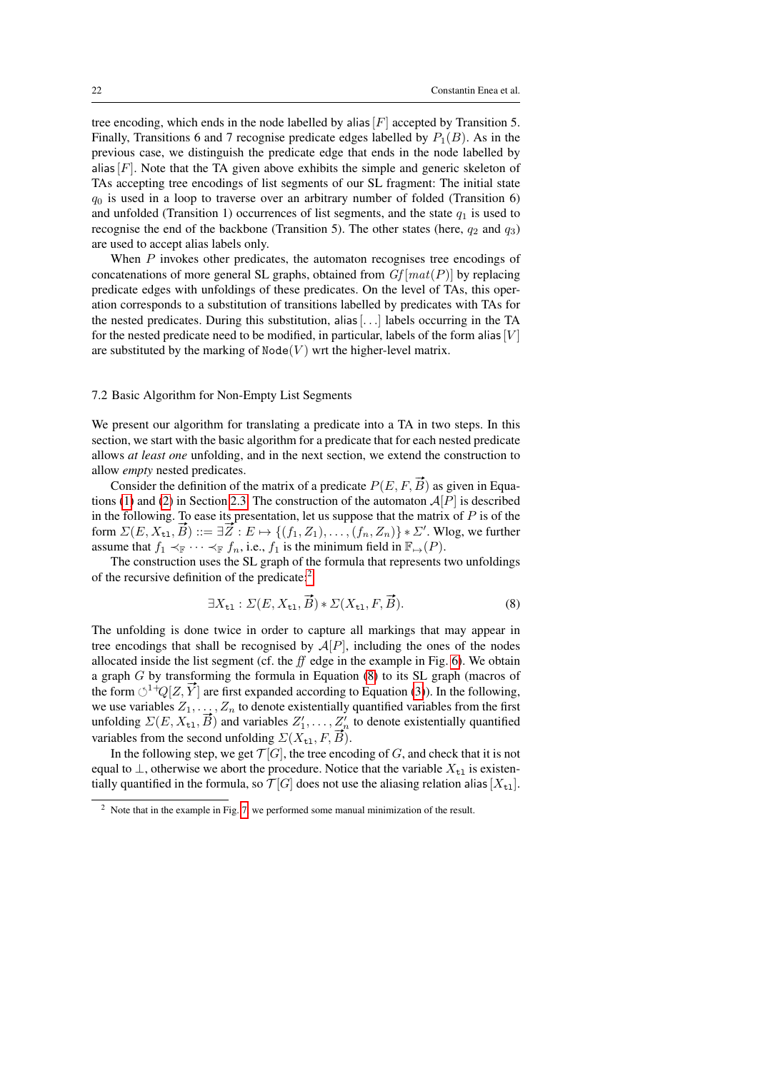tree encoding, which ends in the node labelled by $\mathsf{alias}[F]$ accepted by Transition 5. Finally, Transitions 6 and 7 recognise predicate edges labelled by $P_1(B)$. As in the previous case, we distinguish the predicate edge that ends in the node labelled by $\mathsf{alias}[F]$. Note that the TA given above exhibits the simple and generic skeleton of TAs accepting tree encodings of list segments of our SL fragment: The initial state $q_0$ is used in a loop to traverse over an arbitrary number of folded (Transition 6) and unfolded (Transition 1) occurrences of list segments, and the state $q_1$ is used to recognise the end of the backbone (Transition 5). The other states (here, $q_2$ and $q_3$) are used to accept alias labels only.

When $P$ invokes other predicates, the automaton recognises tree encodings of concatenations of more general SL graphs, obtained from $Gf[mat(P)]$ by replacing predicate edges with unfoldings of these predicates. On the level of TAs, this operation corresponds to a substitution of transitions labelled by predicates with TAs for the nested predicates. During this substitution, $\mathsf{alias}[\ldots]$ labels occurring in the TA for the nested predicate need to be modified, in particular, labels of the form $\mathsf{alias}[V]$ are substituted by the marking of $\mathtt{Node}(V)$ wrt the higher-level matrix.

### 7.2 Basic Algorithm for Non-Empty List Segments

We present our algorithm for translating a predicate into a TA in two steps. In this section, we start with the basic algorithm for a predicate that for each nested predicate allows *at least one* unfolding, and in the next section, we extend the construction to allow *empty* nested predicates.

Consider the definition of the matrix of a predicate $P(E, F, \vec{B})$ as given in Equations (1) and (2) in Section 2.3. The construction of the automaton $\mathcal{A}[P]$ is described in the following. To ease its presentation, let us suppose that the matrix of $P$ is of the form $\Sigma(E, X_{\mathtt{tl}}, \vec{B}) ::= \exists \vec{Z} : E \mapsto \{(f_1, Z_1), \ldots, (f_n, Z_n)\} * \Sigma'$. Wlog, we further assume that $f_1 \prec_{\mathbb{F}} \cdots \prec_{\mathbb{F}} f_n$, i.e., $f_1$ is the minimum field in $\mathbb{F}_{\mapsto}(P)$.

The construction uses the SL graph of the formula that represents two unfoldings of the recursive definition of the predicate:[2]

$$\exists X_{\mathtt{tl}} : \Sigma(E, X_{\mathtt{tl}}, \vec{B}) * \Sigma(X_{\mathtt{tl}}, F, \vec{B}). \tag{8}$$

The unfolding is done twice in order to capture all markings that may appear in tree encodings that shall be recognised by $\mathcal{A}[P]$, including the ones of the nodes allocated inside the list segment (cf. the *ff* edge in the example in Fig. 6). We obtain a graph $G$ by transforming the formula in Equation (8) to its SL graph (macros of the form $\circlearrowright^{1+}Q[Z, \vec{Y}]$ are first expanded according to Equation (3)). In the following, we use variables $Z_1, \ldots, Z_n$ to denote existentially quantified variables from the first unfolding $\Sigma(E, X_{\mathtt{tl}}, \vec{B})$ and variables $Z'_1, \ldots, Z'_n$ to denote existentially quantified variables from the second unfolding $\Sigma(X_{\mathtt{tl}}, F, \vec{B})$.

In the following step, we get $\mathcal{T}[G]$, the tree encoding of $G$, and check that it is not equal to $\perp$, otherwise we abort the procedure. Notice that the variable $X_{\mathtt{tl}}$ is existentially quantified in the formula, so $\mathcal{T}[G]$ does not use the aliasing relation $\mathsf{alias}[X_{\mathtt{tl}}]$.

[2] Note that in the example in Fig. 7 we performed some manual minimization of the result.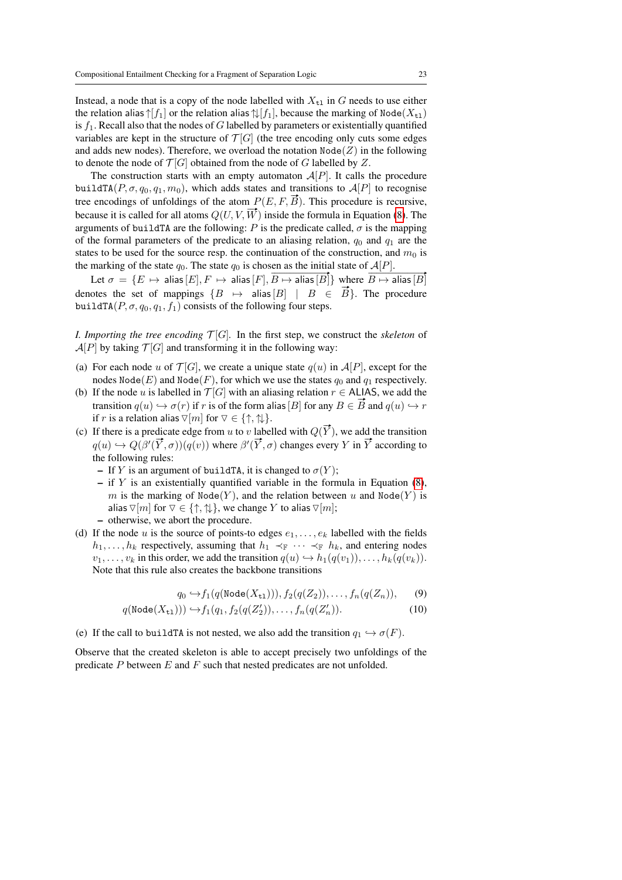Instead, a node that is a copy of the node labelled with $X_{\mathtt{t1}}$ in $G$ needs to use either the relation $\mathsf{alias}\uparrow[f_1]$ or the relation $\mathsf{alias}\Updownarrow[f_1]$, because the marking of $\mathtt{Node}(X_{\mathtt{t1}})$ is $f_1$. Recall also that the nodes of $G$ labelled by parameters or existentially quantified variables are kept in the structure of $\mathcal{T}[G]$ (the tree encoding only cuts some edges and adds new nodes). Therefore, we overload the notation $\mathtt{Node}(Z)$ in the following to denote the node of $\mathcal{T}[G]$ obtained from the node of $G$ labelled by $Z$.

The construction starts with an empty automaton $\mathcal{A}[P]$. It calls the procedure $\mathtt{buildTA}(P, \sigma, q_0, q_1, m_0)$, which adds states and transitions to $\mathcal{A}[P]$ to recognise tree encodings of unfoldings of the atom $P(E, F, \overrightarrow{B})$. This procedure is recursive, because it is called for all atoms $Q(U, V, \overrightarrow{W})$ inside the formula in Equation (8). The arguments of $\mathtt{buildTA}$ are the following: $P$ is the predicate called, $\sigma$ is the mapping of the formal parameters of the predicate to an aliasing relation, $q_0$ and $q_1$ are the states to be used for the source resp. the continuation of the construction, and $m_0$ is the marking of the state $q_0$. The state $q_0$ is chosen as the initial state of $\mathcal{A}[P]$.

Let $\sigma = \{E \mapsto \mathsf{alias}[E], F \mapsto \mathsf{alias}[F], \overrightarrow{B \mapsto \mathsf{alias}[B]}\}$ where $\overrightarrow{B \mapsto \mathsf{alias}[B]}$ denotes the set of mappings $\{B \mapsto \mathsf{alias}[B] \mid B \in \overrightarrow{B}\}$. The procedure $\mathtt{buildTA}(P, \sigma, q_0, q_1, f_1)$ consists of the following four steps.

*I. Importing the tree encoding* $\mathcal{T}[G]$. In the first step, we construct the *skeleton* of $\mathcal{A}[P]$ by taking $\mathcal{T}[G]$ and transforming it in the following way:

(a) For each node $u$ of $\mathcal{T}[G]$, we create a unique state $q(u)$ in $\mathcal{A}[P]$, except for the nodes $\mathtt{Node}(E)$ and $\mathtt{Node}(F)$, for which we use the states $q_0$ and $q_1$ respectively.
(b) If the node $u$ is labelled in $\mathcal{T}[G]$ with an aliasing relation $r \in \mathsf{ALIAS}$, we add the transition $q(u) \hookrightarrow \sigma(r)$ if $r$ is of the form $\mathsf{alias}[B]$ for any $B \in \overrightarrow{B}$ and $q(u) \hookrightarrow r$ if $r$ is a relation $\mathsf{alias}\,\triangledown[m]$ for $\triangledown \in \{\uparrow, \Updownarrow\}$.
(c) If there is a predicate edge from $u$ to $v$ labelled with $Q(\overrightarrow{Y})$, we add the transition $q(u) \hookrightarrow Q(\beta'(\overrightarrow{Y}, \sigma))(q(v))$ where $\beta'(\overrightarrow{Y}, \sigma)$ changes every $Y$ in $\overrightarrow{Y}$ according to the following rules:
   - If $Y$ is an argument of $\mathtt{buildTA}$, it is changed to $\sigma(Y)$;
   - if $Y$ is an existentially quantified variable in the formula in Equation (8), $m$ is the marking of $\mathtt{Node}(Y)$, and the relation between $u$ and $\mathtt{Node}(Y)$ is $\mathsf{alias}\,\triangledown[m]$ for $\triangledown \in \{\uparrow, \Updownarrow\}$, we change $Y$ to $\mathsf{alias}\,\triangledown[m]$;
   - otherwise, we abort the procedure.
(d) If the node $u$ is the source of points-to edges $e_1, \ldots, e_k$ labelled with the fields $h_1, \ldots, h_k$ respectively, assuming that $h_1 \prec_{\mathbb{F}} \cdots \prec_{\mathbb{F}} h_k$, and entering nodes $v_1, \ldots, v_k$ in this order, we add the transition $q(u) \hookrightarrow h_1(q(v_1)), \ldots, h_k(q(v_k))$. Note that this rule also creates the backbone transitions

$$q_0 \hookrightarrow f_1(q(\mathtt{Node}(X_{\mathtt{t1}}))), f_2(q(Z_2)), \ldots, f_n(q(Z_n)), \tag{9}$$

$$q(\mathtt{Node}(X_{\mathtt{t1}}))) \hookrightarrow f_1(q_1, f_2(q(Z'_2)), \ldots, f_n(q(Z'_n)). \tag{10}$$

(e) If the call to $\mathtt{buildTA}$ is not nested, we also add the transition $q_1 \hookrightarrow \sigma(F)$.

Observe that the created skeleton is able to accept precisely two unfoldings of the predicate $P$ between $E$ and $F$ such that nested predicates are not unfolded.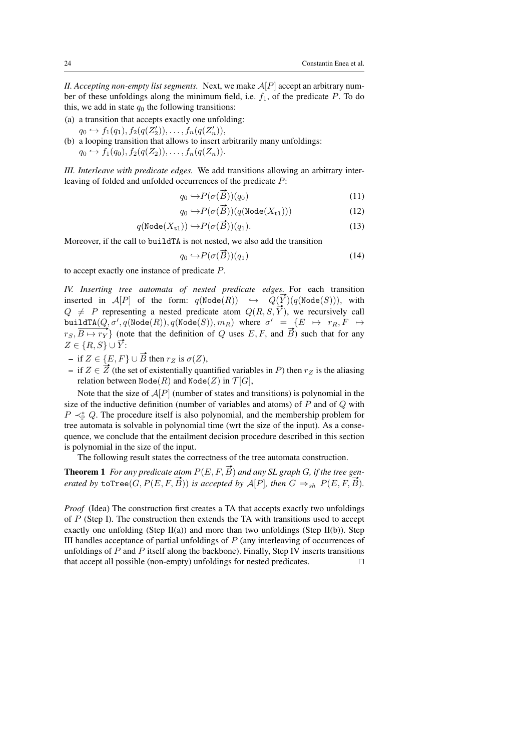*II. Accepting non-empty list segments.* Next, we make $\mathcal{A}[P]$ accept an arbitrary number of these unfoldings along the minimum field, i.e. $f_1$, of the predicate $P$. To do this, we add in state $q_0$ the following transitions:

(a) a transition that accepts exactly one unfolding:
$q_0 \hookrightarrow f_1(q_1), f_2(q(Z'_2)), \ldots, f_n(q(Z'_n))$,

(b) a looping transition that allows to insert arbitrarily many unfoldings:
$q_0 \hookrightarrow f_1(q_0), f_2(q(Z_2)), \ldots, f_n(q(Z_n))$.

*III. Interleave with predicate edges.* We add transitions allowing an arbitrary interleaving of folded and unfolded occurrences of the predicate $P$:

$$q_0 \hookrightarrow P(\sigma(\overrightarrow{B}))(q_0) \tag{11}$$

$$q_0 \hookrightarrow P(\sigma(\overrightarrow{B}))(q(\texttt{Node}(X_{\texttt{tl}}))) \tag{12}$$

$$q(\texttt{Node}(X_{\texttt{tl}})) \hookrightarrow P(\sigma(\overrightarrow{B}))(q_1). \tag{13}$$

Moreover, if the call to `buildTA` is not nested, we also add the transition

$$q_0 \hookrightarrow P(\sigma(\overrightarrow{B}))(q_1) \tag{14}$$

to accept exactly one instance of predicate $P$.

*IV. Inserting tree automata of nested predicate edges.* For each transition inserted in $\mathcal{A}[P]$ of the form: $q(\texttt{Node}(R)) \hookrightarrow Q(\overrightarrow{Y})(q(\texttt{Node}(S)))$, with $Q \neq P$ representing a nested predicate atom $Q(R, S, \overrightarrow{Y})$, we recursively call $\texttt{buildTA}(Q, \sigma', q(\texttt{Node}(R)), q(\texttt{Node}(S)), m_R)$ where $\sigma' = \{E \mapsto r_R, F \mapsto r_S, \overrightarrow{B \mapsto r_Y}\}$ (note that the definition of $Q$ uses $E, F$, and $\overrightarrow{B}$) such that for any $Z \in \{R, S\} \cup \overrightarrow{Y}$:

- if $Z \in \{E, F\} \cup \overrightarrow{B}$ then $r_Z$ is $\sigma(Z)$,
- if $Z \in \overrightarrow{Z}$ (the set of existentially quantified variables in $P$) then $r_Z$ is the aliasing relation between $\texttt{Node}(R)$ and $\texttt{Node}(Z)$ in $\mathcal{T}[G]$,

Note that the size of $\mathcal{A}[P]$ (number of states and transitions) is polynomial in the size of the inductive definition (number of variables and atoms) of $P$ and of $Q$ with $P \prec^*_{\mathbb{P}} Q$. The procedure itself is also polynomial, and the membership problem for tree automata is solvable in polynomial time (wrt the size of the input). As a consequence, we conclude that the entailment decision procedure described in this section is polynomial in the size of the input.

The following result states the correctness of the tree automata construction.

**Theorem 1** *For any predicate atom $P(E, F, \overrightarrow{B})$ and any SL graph $G$, if the tree generated by $\texttt{toTree}(G, P(E, F, \overrightarrow{B}))$ is accepted by $\mathcal{A}[P]$, then $G \Rightarrow_{sh} P(E, F, \overrightarrow{B})$.*

*Proof* (Idea) The construction first creates a TA that accepts exactly two unfoldings of $P$ (Step I). The construction then extends the TA with transitions used to accept exactly one unfolding (Step II(a)) and more than two unfoldings (Step II(b)). Step III handles acceptance of partial unfoldings of $P$ (any interleaving of occurrences of unfoldings of $P$ and $P$ itself along the backbone). Finally, Step IV inserts transitions that accept all possible (non-empty) unfoldings for nested predicates. $\square$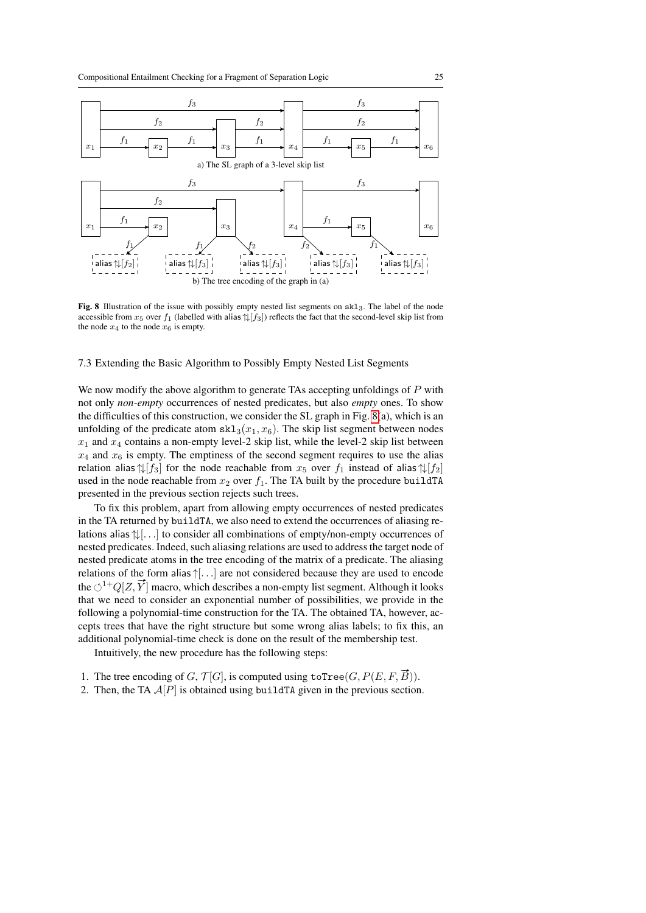a) The SL graph of a 3-level skip list

b) The tree encoding of the graph in (a)

**Fig. 8** Illustration of the issue with possibly empty nested list segments on $\mathtt{skl}_3$. The label of the node accessible from $x_5$ over $f_1$ (labelled with $\mathsf{alias}\Updownarrow[f_3]$) reflects the fact that the second-level skip list from the node $x_4$ to the node $x_6$ is empty.

### 7.3 Extending the Basic Algorithm to Possibly Empty Nested List Segments

We now modify the above algorithm to generate TAs accepting unfoldings of $P$ with not only *non-empty* occurrences of nested predicates, but also *empty* ones. To show the difficulties of this construction, we consider the SL graph in Fig. 8(a), which is an unfolding of the predicate atom $\mathtt{skl}_3(x_1, x_6)$. The skip list segment between nodes $x_1$ and $x_4$ contains a non-empty level-2 skip list, while the level-2 skip list between $x_4$ and $x_6$ is empty. The emptiness of the second segment requires to use the alias relation $\mathsf{alias}\Updownarrow[f_3]$ for the node reachable from $x_5$ over $f_1$ instead of $\mathsf{alias}\Updownarrow[f_2]$ used in the node reachable from $x_2$ over $f_1$. The TA built by the procedure `buildTA` presented in the previous section rejects such trees.

To fix this problem, apart from allowing empty occurrences of nested predicates in the TA returned by `buildTA`, we also need to extend the occurrences of aliasing relations $\mathsf{alias}\Updownarrow[\ldots]$ to consider all combinations of empty/non-empty occurrences of nested predicates. Indeed, such aliasing relations are used to address the target node of nested predicate atoms in the tree encoding of the matrix of a predicate. The aliasing relations of the form $\mathsf{alias}\Uparrow[\ldots]$ are not considered because they are used to encode the $\circlearrowleft^{1+}Q[Z, \vec{Y}]$ macro, which describes a non-empty list segment. Although it looks that we need to consider an exponential number of possibilities, we provide in the following a polynomial-time construction for the TA. The obtained TA, however, accepts trees that have the right structure but some wrong alias labels; to fix this, an additional polynomial-time check is done on the result of the membership test.

Intuitively, the new procedure has the following steps:

1. The tree encoding of $G$, $\mathcal{T}[G]$, is computed using $\mathtt{toTree}(G, P(E, F, \vec{B}))$.
2. Then, the TA $\mathcal{A}[P]$ is obtained using `buildTA` given in the previous section.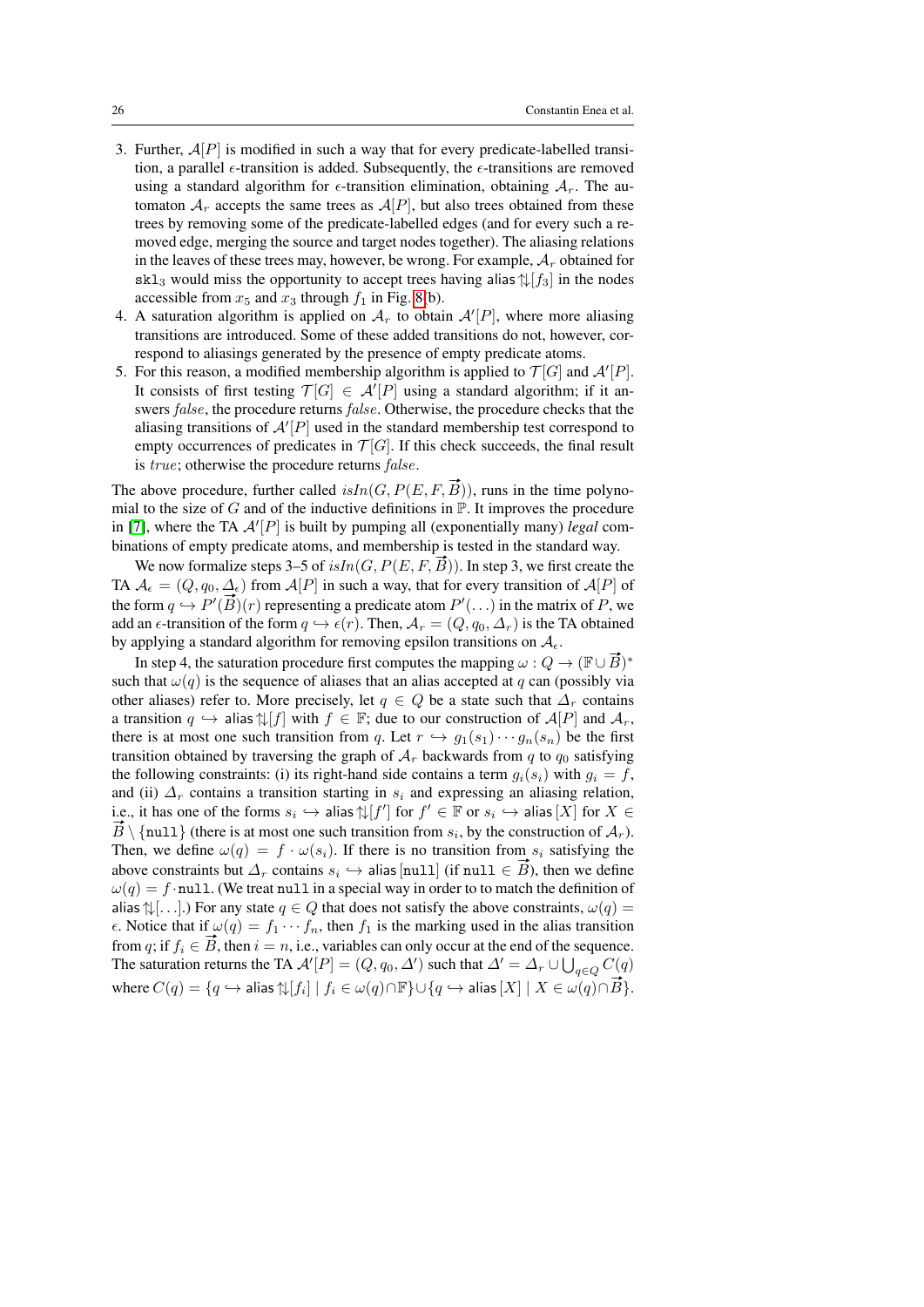3. Further, $\mathcal{A}[P]$ is modified in such a way that for every predicate-labelled transition, a parallel $\epsilon$-transition is added. Subsequently, the $\epsilon$-transitions are removed using a standard algorithm for $\epsilon$-transition elimination, obtaining $\mathcal{A}_r$. The automaton $\mathcal{A}_r$ accepts the same trees as $\mathcal{A}[P]$, but also trees obtained from these trees by removing some of the predicate-labelled edges (and for every such a removed edge, merging the source and target nodes together). The aliasing relations in the leaves of these trees may, however, be wrong. For example, $\mathcal{A}_r$ obtained for `skl`$_3$ would miss the opportunity to accept trees having $\mathsf{alias}\Updownarrow[f_3]$ in the nodes accessible from $x_5$ and $x_3$ through $f_1$ in Fig. 8(b).
4. A saturation algorithm is applied on $\mathcal{A}_r$ to obtain $\mathcal{A}'[P]$, where more aliasing transitions are introduced. Some of these added transitions do not, however, correspond to aliasings generated by the presence of empty predicate atoms.
5. For this reason, a modified membership algorithm is applied to $\mathcal{T}[G]$ and $\mathcal{A}'[P]$. It consists of first testing $\mathcal{T}[G] \in \mathcal{A}'[P]$ using a standard algorithm; if it answers $false$, the procedure returns $false$. Otherwise, the procedure checks that the aliasing transitions of $\mathcal{A}'[P]$ used in the standard membership test correspond to empty occurrences of predicates in $\mathcal{T}[G]$. If this check succeeds, the final result is $true$; otherwise the procedure returns $false$.

The above procedure, further called $isIn(G, P(E, F, \vec{B}))$, runs in the time polynomial to the size of $G$ and of the inductive definitions in $\mathbb{P}$. It improves the procedure in [7], where the TA $\mathcal{A}'[P]$ is built by pumping all (exponentially many) *legal* combinations of empty predicate atoms, and membership is tested in the standard way.

We now formalize steps 3–5 of $isIn(G, P(E, F, \vec{B}))$. In step 3, we first create the TA $\mathcal{A}_\epsilon = (Q, q_0, \Delta_\epsilon)$ from $\mathcal{A}[P]$ in such a way, that for every transition of $\mathcal{A}[P]$ of the form $q \hookrightarrow P'(\vec{B})(r)$ representing a predicate atom $P'(\ldots)$ in the matrix of $P$, we add an $\epsilon$-transition of the form $q \hookrightarrow \epsilon(r)$. Then, $\mathcal{A}_r = (Q, q_0, \Delta_r)$ is the TA obtained by applying a standard algorithm for removing epsilon transitions on $\mathcal{A}_\epsilon$.

In step 4, the saturation procedure first computes the mapping $\omega : Q \to (\mathbb{F} \cup \vec{B})^*$ such that $\omega(q)$ is the sequence of aliases that an alias accepted at $q$ can (possibly via other aliases) refer to. More precisely, let $q \in Q$ be a state such that $\Delta_r$ contains a transition $q \hookrightarrow \mathsf{alias}\Updownarrow[f]$ with $f \in \mathbb{F}$; due to our construction of $\mathcal{A}[P]$ and $\mathcal{A}_r$, there is at most one such transition from $q$. Let $r \hookrightarrow g_1(s_1) \cdots g_n(s_n)$ be the first transition obtained by traversing the graph of $\mathcal{A}_r$ backwards from $q$ to $q_0$ satisfying the following constraints: (i) its right-hand side contains a term $g_i(s_i)$ with $g_i = f$, and (ii) $\Delta_r$ contains a transition starting in $s_i$ and expressing an aliasing relation, i.e., it has one of the forms $s_i \hookrightarrow \mathsf{alias}\Updownarrow[f']$ for $f' \in \mathbb{F}$ or $s_i \hookrightarrow \mathsf{alias}\,[X]$ for $X \in \vec{B} \setminus \{\mathtt{null}\}$ (there is at most one such transition from $s_i$, by the construction of $\mathcal{A}_r$). Then, we define $\omega(q) = f \cdot \omega(s_i)$. If there is no transition from $s_i$ satisfying the above constraints but $\Delta_r$ contains $s_i \hookrightarrow \mathsf{alias}\,[\mathtt{null}]$ (if $\mathtt{null} \in \vec{B}$), then we define $\omega(q) = f \cdot \mathtt{null}$. (We treat `null` in a special way in order to to match the definition of $\mathsf{alias}\Updownarrow[\ldots]$.) For any state $q \in Q$ that does not satisfy the above constraints, $\omega(q) = \epsilon$. Notice that if $\omega(q) = f_1 \cdots f_n$, then $f_1$ is the marking used in the alias transition from $q$; if $f_i \in \vec{B}$, then $i = n$, i.e., variables can only occur at the end of the sequence. The saturation returns the TA $\mathcal{A}'[P] = (Q, q_0, \Delta')$ such that $\Delta' = \Delta_r \cup \bigcup_{q \in Q} C(q)$ where $C(q) = \{q \hookrightarrow \mathsf{alias}\Updownarrow[f_i] \mid f_i \in \omega(q) \cap \mathbb{F}\} \cup \{q \hookrightarrow \mathsf{alias}\,[X] \mid X \in \omega(q) \cap \vec{B}\}$.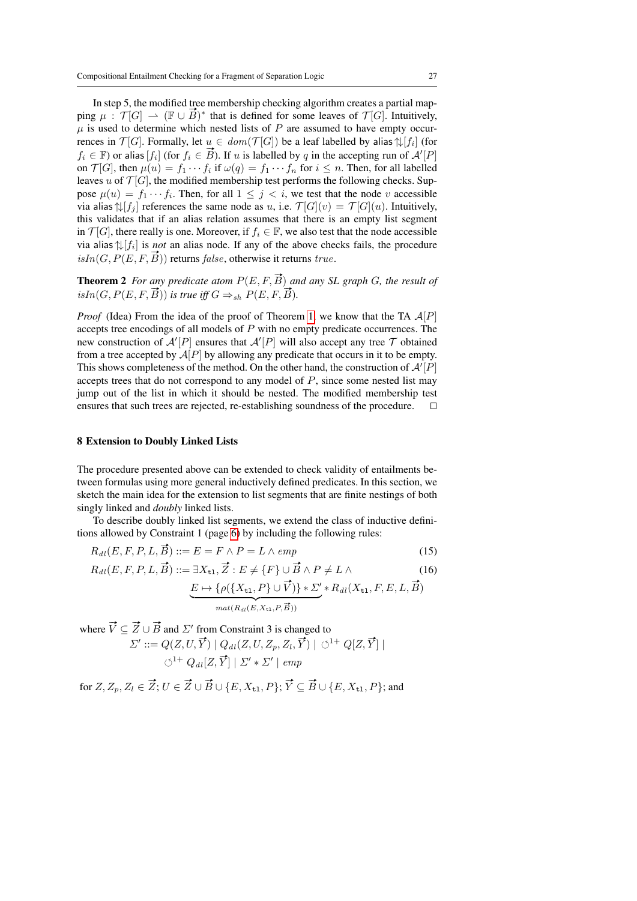In step 5, the modified tree membership checking algorithm creates a partial mapping $\mu : \mathcal{T}[G] \rightharpoonup (\mathbb{F} \cup \vec{B})^*$ that is defined for some leaves of $\mathcal{T}[G]$. Intuitively, $\mu$ is used to determine which nested lists of $P$ are assumed to have empty occurrences in $\mathcal{T}[G]$. Formally, let $u \in dom(\mathcal{T}[G])$ be a leaf labelled by $\mathsf{alias} \Updownarrow [f_i]$ (for $f_i \in \mathbb{F}$) or $\mathsf{alias}\,[f_i]$ (for $f_i \in \vec{B}$). If $u$ is labelled by $q$ in the accepting run of $\mathcal{A}'[P]$ on $\mathcal{T}[G]$, then $\mu(u) = f_1 \cdots f_i$ if $\omega(q) = f_1 \cdots f_n$ for $i \leq n$. Then, for all labelled leaves $u$ of $\mathcal{T}[G]$, the modified membership test performs the following checks. Suppose $\mu(u) = f_1 \cdots f_i$. Then, for all $1 \leq j < i$, we test that the node $v$ accessible via $\mathsf{alias} \Updownarrow [f_j]$ references the same node as $u$, i.e. $\mathcal{T}[G](v) = \mathcal{T}[G](u)$. Intuitively, this validates that if an alias relation assumes that there is an empty list segment in $\mathcal{T}[G]$, there really is one. Moreover, if $f_i \in \mathbb{F}$, we also test that the node accessible via $\mathsf{alias} \Updownarrow [f_i]$ is *not* an alias node. If any of the above checks fails, the procedure $isIn(G, P(E, F, \vec{B}))$ returns $false$, otherwise it returns $true$.

**Theorem 2** *For any predicate atom $P(E, F, \vec{B})$ and any SL graph $G$, the result of $isIn(G, P(E, F, \vec{B}))$ is true iff $G \Rightarrow_{sh} P(E, F, \vec{B})$.*

*Proof* (Idea) From the idea of the proof of Theorem 1, we know that the TA $\mathcal{A}[P]$ accepts tree encodings of all models of $P$ with no empty predicate occurrences. The new construction of $\mathcal{A}'[P]$ ensures that $\mathcal{A}'[P]$ will also accept any tree $\mathcal{T}$ obtained from a tree accepted by $\mathcal{A}[P]$ by allowing any predicate that occurs in it to be empty. This shows completeness of the method. On the other hand, the construction of $\mathcal{A}'[P]$ accepts trees that do not correspond to any model of $P$, since some nested list may jump out of the list in which it should be nested. The modified membership test ensures that such trees are rejected, re-establishing soundness of the procedure. □

## 8 Extension to Doubly Linked Lists

The procedure presented above can be extended to check validity of entailments between formulas using more general inductively defined predicates. In this section, we sketch the main idea for the extension to list segments that are finite nestings of both singly linked and *doubly* linked lists.

To describe doubly linked list segments, we extend the class of inductive definitions allowed by Constraint 1 (page 6) by including the following rules:

$$R_{dl}(E, F, P, L, \vec{B}) ::= E = F \wedge P = L \wedge emp \tag{15}$$

$$R_{dl}(E, F, P, L, \vec{B}) ::= \exists X_{\mathtt{tl}}, \vec{Z} : E \neq \{F\} \cup \vec{B} \wedge P \neq L \wedge \underbrace{E \mapsto \{\rho(\{X_{\mathtt{tl}}, P\} \cup \vec{V})\} * \Sigma'}_{mat(R_{dl}(E, X_{\mathtt{tl}}, P, \vec{B}))} * R_{dl}(X_{\mathtt{tl}}, F, E, L, \vec{B}) \tag{16}$$

where $\vec{V} \subseteq \vec{Z} \cup \vec{B}$ and $\Sigma'$ from Constraint 3 is changed to

$$\Sigma' ::= Q(Z, U, \vec{Y}) \mid Q_{dl}(Z, U, Z_p, Z_l, \vec{Y}) \mid \circlearrowleft^{1+} Q[Z, \vec{Y}] \mid \circlearrowleft^{1+} Q_{dl}[Z, \vec{Y}] \mid \Sigma' * \Sigma' \mid emp$$

for $Z, Z_p, Z_l \in \vec{Z}$; $U \in \vec{Z} \cup \vec{B} \cup \{E, X_{\mathtt{tl}}, P\}$; $\vec{Y} \subseteq \vec{B} \cup \{E, X_{\mathtt{tl}}, P\}$; and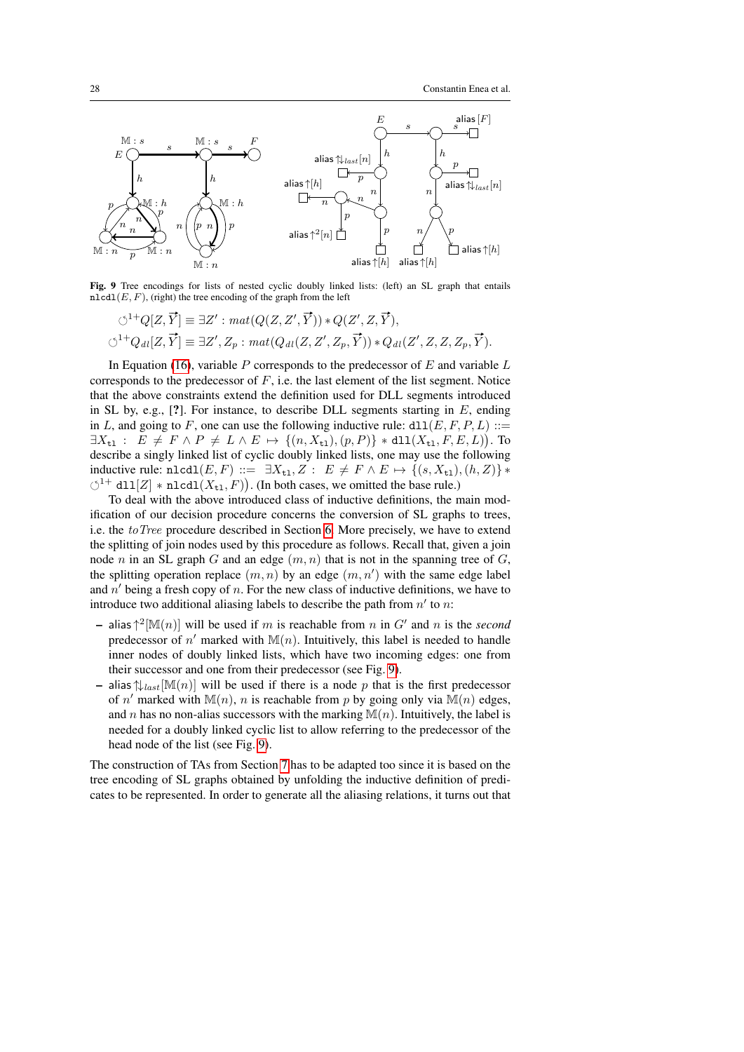**Fig. 9** Tree encodings for lists of nested cyclic doubly linked lists: (left) an SL graph that entails $\mathtt{nlcdl}(E, F)$, (right) the tree encoding of the graph from the left

$$\circlearrowleft^{1+}Q[Z, \vec{Y}] \equiv \exists Z' : mat(Q(Z, Z', \vec{Y})) * Q(Z', Z, \vec{Y}),$$

$$\circlearrowleft^{1+}Q_{dl}[Z, \vec{Y}] \equiv \exists Z', Z_p : mat(Q_{dl}(Z, Z', Z_p, \vec{Y})) * Q_{dl}(Z', Z, Z, Z_p, \vec{Y}).$$

In Equation (16), variable $P$ corresponds to the predecessor of $E$ and variable $L$ corresponds to the predecessor of $F$, i.e. the last element of the list segment. Notice that the above constraints extend the definition used for DLL segments introduced in SL by, e.g., [?]. For instance, to describe DLL segments starting in $E$, ending in $L$, and going to $F$, one can use the following inductive rule: $\mathtt{dll}(E, F, P, L) ::= \exists X_{\mathtt{tl}} : \ E \neq F \wedge P \neq L \wedge E \mapsto \{(n, X_{\mathtt{tl}}), (p, P)\} * \mathtt{dll}(X_{\mathtt{tl}}, F, E, L)\big)$. To describe a singly linked list of cyclic doubly linked lists, one may use the following inductive rule: $\mathtt{nlcdl}(E, F) ::= \ \exists X_{\mathtt{tl}}, Z : \ E \neq F \wedge E \mapsto \{(s, X_{\mathtt{tl}}), (h, Z)\} * \circlearrowleft^{1+} \mathtt{dll}[Z] * \mathtt{nlcdl}(X_{\mathtt{tl}}, F)\big)$. (In both cases, we omitted the base rule.)

To deal with the above introduced class of inductive definitions, the main modification of our decision procedure concerns the conversion of SL graphs to trees, i.e. the *toTree* procedure described in Section 6. More precisely, we have to extend the splitting of join nodes used by this procedure as follows. Recall that, given a join node $n$ in an SL graph $G$ and an edge $(m, n)$ that is not in the spanning tree of $G$, the splitting operation replace $(m, n)$ by an edge $(m, n')$ with the same edge label and $n'$ being a fresh copy of $n$. For the new class of inductive definitions, we have to introduce two additional aliasing labels to describe the path from $n'$ to $n$:

- $\mathsf{alias}\uparrow^2[\mathbb{M}(n)]$ will be used if $m$ is reachable from $n$ in $G'$ and $n$ is the *second* predecessor of $n'$ marked with $\mathbb{M}(n)$. Intuitively, this label is needed to handle inner nodes of doubly linked lists, which have two incoming edges: one from their successor and one from their predecessor (see Fig. 9).
- $\mathsf{alias}\Updownarrow_{last}[\mathbb{M}(n)]$ will be used if there is a node $p$ that is the first predecessor of $n'$ marked with $\mathbb{M}(n)$, $n$ is reachable from $p$ by going only via $\mathbb{M}(n)$ edges, and $n$ has no non-alias successors with the marking $\mathbb{M}(n)$. Intuitively, the label is needed for a doubly linked cyclic list to allow referring to the predecessor of the head node of the list (see Fig. 9).

The construction of TAs from Section 7 has to be adapted too since it is based on the tree encoding of SL graphs obtained by unfolding the inductive definition of predicates to be represented. In order to generate all the aliasing relations, it turns out that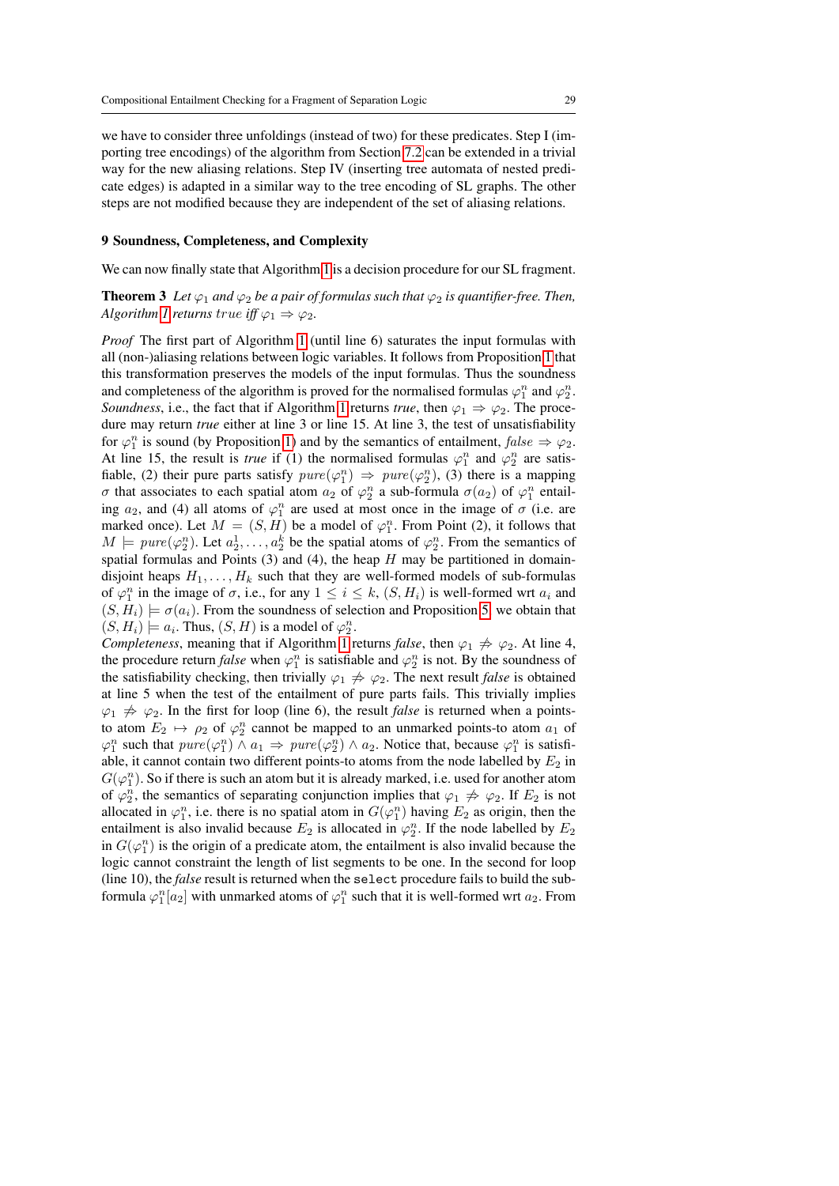we have to consider three unfoldings (instead of two) for these predicates. Step I (importing tree encodings) of the algorithm from Section 7.2 can be extended in a trivial way for the new aliasing relations. Step IV (inserting tree automata of nested predicate edges) is adapted in a similar way to the tree encoding of SL graphs. The other steps are not modified because they are independent of the set of aliasing relations.

## 9 Soundness, Completeness, and Complexity

We can now finally state that Algorithm 1 is a decision procedure for our SL fragment.

**Theorem 3** *Let $\varphi_1$ and $\varphi_2$ be a pair of formulas such that $\varphi_2$ is quantifier-free. Then, Algorithm 1 returns* $\mathit{true}$ *iff $\varphi_1 \Rightarrow \varphi_2$.*

*Proof* The first part of Algorithm 1 (until line 6) saturates the input formulas with all (non-)aliasing relations between logic variables. It follows from Proposition 1 that this transformation preserves the models of the input formulas. Thus the soundness and completeness of the algorithm is proved for the normalised formulas $\varphi_1^n$ and $\varphi_2^n$.
*Soundness*, i.e., the fact that if Algorithm 1 returns *true*, then $\varphi_1 \Rightarrow \varphi_2$. The procedure may return *true* either at line 3 or line 15. At line 3, the test of unsatisfiability for $\varphi_1^n$ is sound (by Proposition 1) and by the semantics of entailment, $\mathit{false} \Rightarrow \varphi_2$. At line 15, the result is *true* if (1) the normalised formulas $\varphi_1^n$ and $\varphi_2^n$ are satisfiable, (2) their pure parts satisfy $\mathit{pure}(\varphi_1^n) \Rightarrow \mathit{pure}(\varphi_2^n)$, (3) there is a mapping $\sigma$ that associates to each spatial atom $a_2$ of $\varphi_2^n$ a sub-formula $\sigma(a_2)$ of $\varphi_1^n$ entailing $a_2$, and (4) all atoms of $\varphi_1^n$ are used at most once in the image of $\sigma$ (i.e. are marked once). Let $M = (S, H)$ be a model of $\varphi_1^n$. From Point (2), it follows that $M \models \mathit{pure}(\varphi_2^n)$. Let $a_2^1, \ldots, a_2^k$ be the spatial atoms of $\varphi_2^n$. From the semantics of spatial formulas and Points (3) and (4), the heap $H$ may be partitioned in domain-disjoint heaps $H_1, \ldots, H_k$ such that they are well-formed models of sub-formulas of $\varphi_1^n$ in the image of $\sigma$, i.e., for any $1 \leq i \leq k$, $(S, H_i)$ is well-formed wrt $a_i$ and $(S, H_i) \models \sigma(a_i)$. From the soundness of selection and Proposition 5, we obtain that $(S, H_i) \models a_i$. Thus, $(S, H)$ is a model of $\varphi_2^n$.
*Completeness*, meaning that if Algorithm 1 returns *false*, then $\varphi_1 \not\Rightarrow \varphi_2$. At line 4, the procedure return *false* when $\varphi_1^n$ is satisfiable and $\varphi_2^n$ is not. By the soundness of the satisfiability checking, then trivially $\varphi_1 \not\Rightarrow \varphi_2$. The next result *false* is obtained at line 5 when the test of the entailment of pure parts fails. This trivially implies $\varphi_1 \not\Rightarrow \varphi_2$. In the first for loop (line 6), the result *false* is returned when a points-to atom $E_2 \mapsto \rho_2$ of $\varphi_2^n$ cannot be mapped to an unmarked points-to atom $a_1$ of $\varphi_1^n$ such that $\mathit{pure}(\varphi_1^n) \wedge a_1 \Rightarrow \mathit{pure}(\varphi_2^n) \wedge a_2$. Notice that, because $\varphi_1^n$ is satisfiable, it cannot contain two different points-to atoms from the node labelled by $E_2$ in $G(\varphi_1^n)$. So if there is such an atom but it is already marked, i.e. used for another atom of $\varphi_2^n$, the semantics of separating conjunction implies that $\varphi_1 \not\Rightarrow \varphi_2$. If $E_2$ is not allocated in $\varphi_1^n$, i.e. there is no spatial atom in $G(\varphi_1^n)$ having $E_2$ as origin, then the entailment is also invalid because $E_2$ is allocated in $\varphi_2^n$. If the node labelled by $E_2$ in $G(\varphi_1^n)$ is the origin of a predicate atom, the entailment is also invalid because the logic cannot constraint the length of list segments to be one. In the second for loop (line 10), the *false* result is returned when the `select` procedure fails to build the sub-formula $\varphi_1^n[a_2]$ with unmarked atoms of $\varphi_1^n$ such that it is well-formed wrt $a_2$. From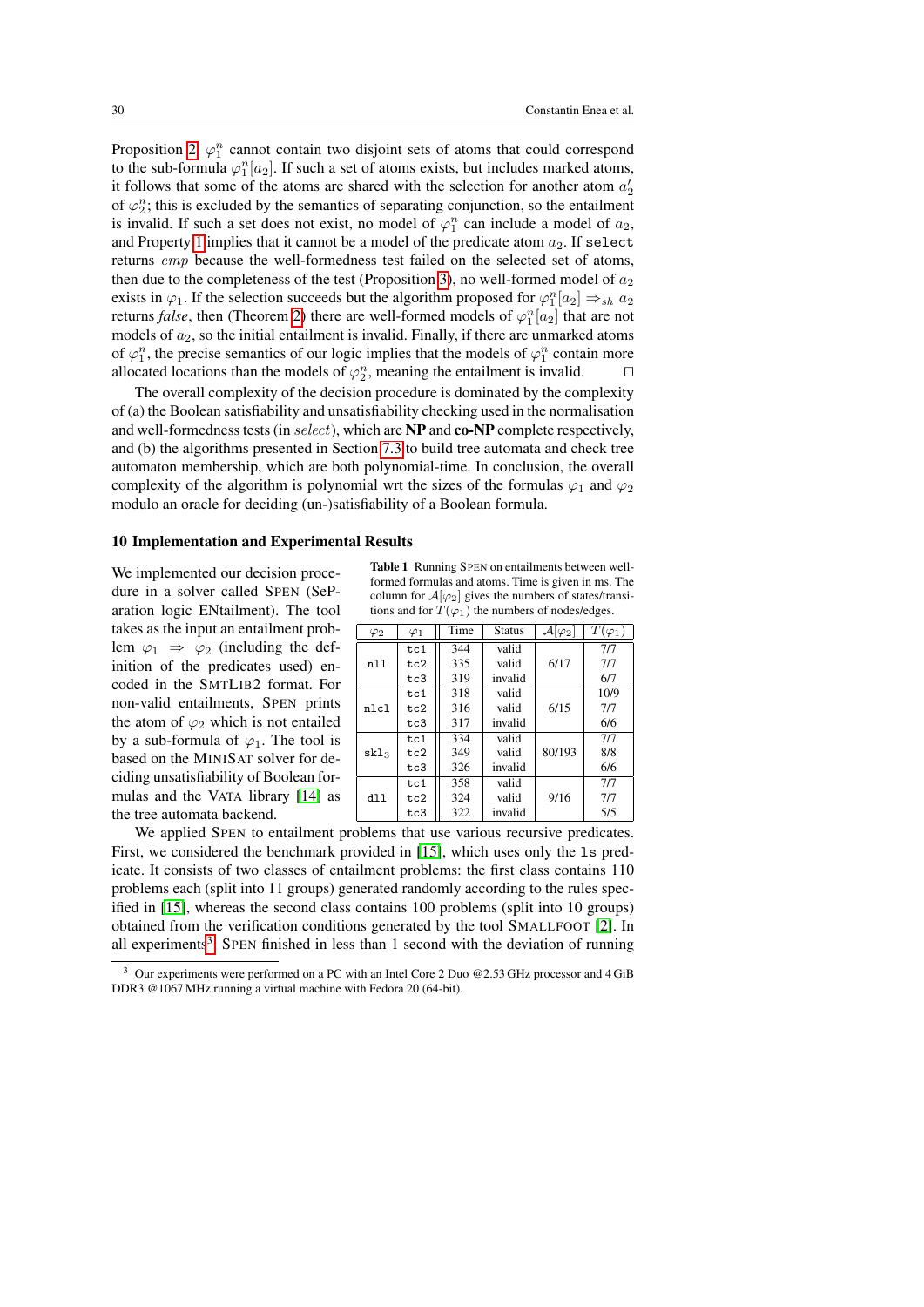Proposition 2, $\varphi_1^n$ cannot contain two disjoint sets of atoms that could correspond to the sub-formula $\varphi_1^n[a_2]$. If such a set of atoms exists, but includes marked atoms, it follows that some of the atoms are shared with the selection for another atom $a_2'$ of $\varphi_2^n$; this is excluded by the semantics of separating conjunction, so the entailment is invalid. If such a set does not exist, no model of $\varphi_1^n$ can include a model of $a_2$, and Property 1 implies that it cannot be a model of the predicate atom $a_2$. If `select` returns $emp$ because the well-formedness test failed on the selected set of atoms, then due to the completeness of the test (Proposition 3), no well-formed model of $a_2$ exists in $\varphi_1$. If the selection succeeds but the algorithm proposed for $\varphi_1^n[a_2] \Rightarrow_{sh} a_2$ returns *false*, then (Theorem 2) there are well-formed models of $\varphi_1^n[a_2]$ that are not models of $a_2$, so the initial entailment is invalid. Finally, if there are unmarked atoms of $\varphi_1^n$, the precise semantics of our logic implies that the models of $\varphi_1^n$ contain more allocated locations than the models of $\varphi_2^n$, meaning the entailment is invalid. □

The overall complexity of the decision procedure is dominated by the complexity of (a) the Boolean satisfiability and unsatisfiability checking used in the normalisation and well-formedness tests (in $select$), which are **NP** and **co-NP** complete respectively, and (b) the algorithms presented in Section 7.3 to build tree automata and check tree automaton membership, which are both polynomial-time. In conclusion, the overall complexity of the algorithm is polynomial wrt the sizes of the formulas $\varphi_1$ and $\varphi_2$ modulo an oracle for deciding (un-)satisfiability of a Boolean formula.

## 10 Implementation and Experimental Results

We implemented our decision procedure in a solver called SPEN (SeParation logic ENtailment). The tool takes as the input an entailment problem $\varphi_1 \Rightarrow \varphi_2$ (including the definition of the predicates used) encoded in the SMTLIB2 format. For non-valid entailments, SPEN prints the atom of $\varphi_2$ which is not entailed by a sub-formula of $\varphi_1$. The tool is based on the MINISAT solver for deciding unsatisfiability of Boolean formulas and the VATA library [14] as the tree automata backend.

**Table 1** Running SPEN on entailments between well-formed formulas and atoms. Time is given in ms. The column for $\mathcal{A}[\varphi_2]$ gives the numbers of states/transitions and for $T(\varphi_1)$ the numbers of nodes/edges.

| $\varphi_2$ | $\varphi_1$ | Time | Status | $\mathcal{A}[\varphi_2]$ | $T(\varphi_1)$ |
|---|---|---|---|---|---|
| `nll` | `tc1` | 344 | valid | 6/17 | 7/7 |
| | `tc2` | 335 | valid | | 7/7 |
| | `tc3` | 319 | invalid | | 6/7 |
| `nlcl` | `tc1` | 318 | valid | 6/15 | 10/9 |
| | `tc2` | 316 | valid | | 7/7 |
| | `tc3` | 317 | invalid | | 6/6 |
| $\texttt{skl}_3$ | `tc1` | 334 | valid | 80/193 | 7/7 |
| | `tc2` | 349 | valid | | 8/8 |
| | `tc3` | 326 | invalid | | 6/6 |
| `dll` | `tc1` | 358 | valid | 9/16 | 7/7 |
| | `tc2` | 324 | valid | | 7/7 |
| | `tc3` | 322 | invalid | | 5/5 |

We applied SPEN to entailment problems that use various recursive predicates. First, we considered the benchmark provided in [15], which uses only the `ls` predicate. It consists of two classes of entailment problems: the first class contains 110 problems each (split into 11 groups) generated randomly according to the rules specified in [15], whereas the second class contains 100 problems (split into 10 groups) obtained from the verification conditions generated by the tool SMALLFOOT [2]. In all experiments[3], SPEN finished in less than 1 second with the deviation of running

[3] Our experiments were performed on a PC with an Intel Core 2 Duo @2.53 GHz processor and 4 GiB DDR3 @1067 MHz running a virtual machine with Fedora 20 (64-bit).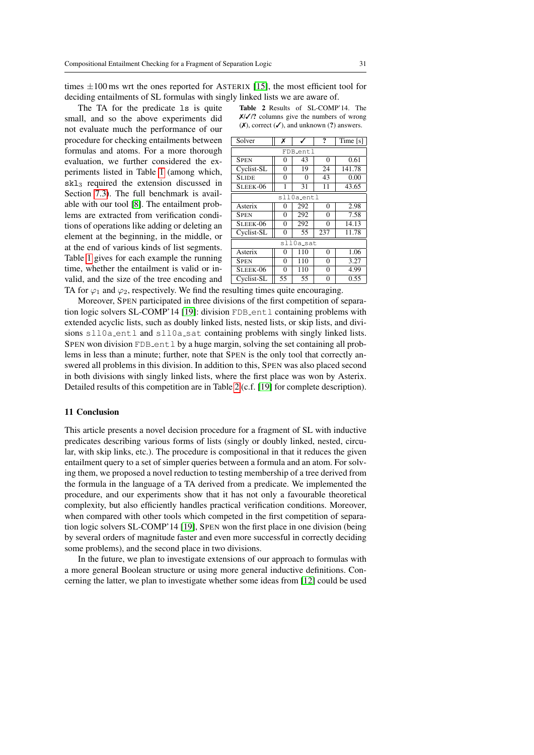times ±100 ms wrt the ones reported for ASTERIX [15], the most efficient tool for deciding entailments of SL formulas with singly linked lists we are aware of.

The TA for the predicate `ls` is quite small, and so the above experiments did not evaluate much the performance of our procedure for checking entailments between formulas and atoms. For a more thorough evaluation, we further considered the experiments listed in Table 1 (among which, $\mathtt{skl}_3$ required the extension discussed in Section 7.3). The full benchmark is available with our tool [8]. The entailment problems are extracted from verification conditions of operations like adding or deleting an element at the beginning, in the middle, or at the end of various kinds of list segments. Table 1 gives for each example the running time, whether the entailment is valid or invalid, and the size of the tree encoding and TA for $\varphi_1$ and $\varphi_2$, respectively. We find the resulting times quite encouraging.

**Table 2** Results of SL-COMP'14. The ✗/✓/? columns give the numbers of wrong (✗), correct (✓), and unknown (?) answers.

| Solver | ✗ | ✓ | ? | Time [s] |
|---|---|---|---|---|
| `FDB_entl` | | | | |
| SPEN | 0 | 43 | 0 | 0.61 |
| Cyclist-SL | 0 | 19 | 24 | 141.78 |
| SLIDE | 0 | 0 | 43 | 0.00 |
| SLEEK-06 | 1 | 31 | 11 | 43.65 |
| `sll0a_entl` | | | | |
| Asterix | 0 | 292 | 0 | 2.98 |
| SPEN | 0 | 292 | 0 | 7.58 |
| SLEEK-06 | 0 | 292 | 0 | 14.13 |
| Cyclist-SL | 0 | 55 | 237 | 11.78 |
| `sll0a_sat` | | | | |
| Asterix | 0 | 110 | 0 | 1.06 |
| SPEN | 0 | 110 | 0 | 3.27 |
| SLEEK-06 | 0 | 110 | 0 | 4.99 |
| Cyclist-SL | 55 | 55 | 0 | 0.55 |

Moreover, SPEN participated in three divisions of the first competition of separation logic solvers SL-COMP'14 [19]: division `FDB_entl` containing problems with extended acyclic lists, such as doubly linked lists, nested lists, or skip lists, and divisions `sll0a_entl` and `sll0a_sat` containing problems with singly linked lists. SPEN won division `FDB_entl` by a huge margin, solving the set containing all problems in less than a minute; further, note that SPEN is the only tool that correctly answered all problems in this division. In addition to this, SPEN was also placed second in both divisions with singly linked lists, where the first place was won by Asterix. Detailed results of this competition are in Table 2 (c.f. [19] for complete description).

## 11 Conclusion

This article presents a novel decision procedure for a fragment of SL with inductive predicates describing various forms of lists (singly or doubly linked, nested, circular, with skip links, etc.). The procedure is compositional in that it reduces the given entailment query to a set of simpler queries between a formula and an atom. For solving them, we proposed a novel reduction to testing membership of a tree derived from the formula in the language of a TA derived from a predicate. We implemented the procedure, and our experiments show that it has not only a favourable theoretical complexity, but also efficiently handles practical verification conditions. Moreover, when compared with other tools which competed in the first competition of separation logic solvers SL-COMP'14 [19], SPEN won the first place in one division (being by several orders of magnitude faster and even more successful in correctly deciding some problems), and the second place in two divisions.

In the future, we plan to investigate extensions of our approach to formulas with a more general Boolean structure or using more general inductive definitions. Concerning the latter, we plan to investigate whether some ideas from [12] could be used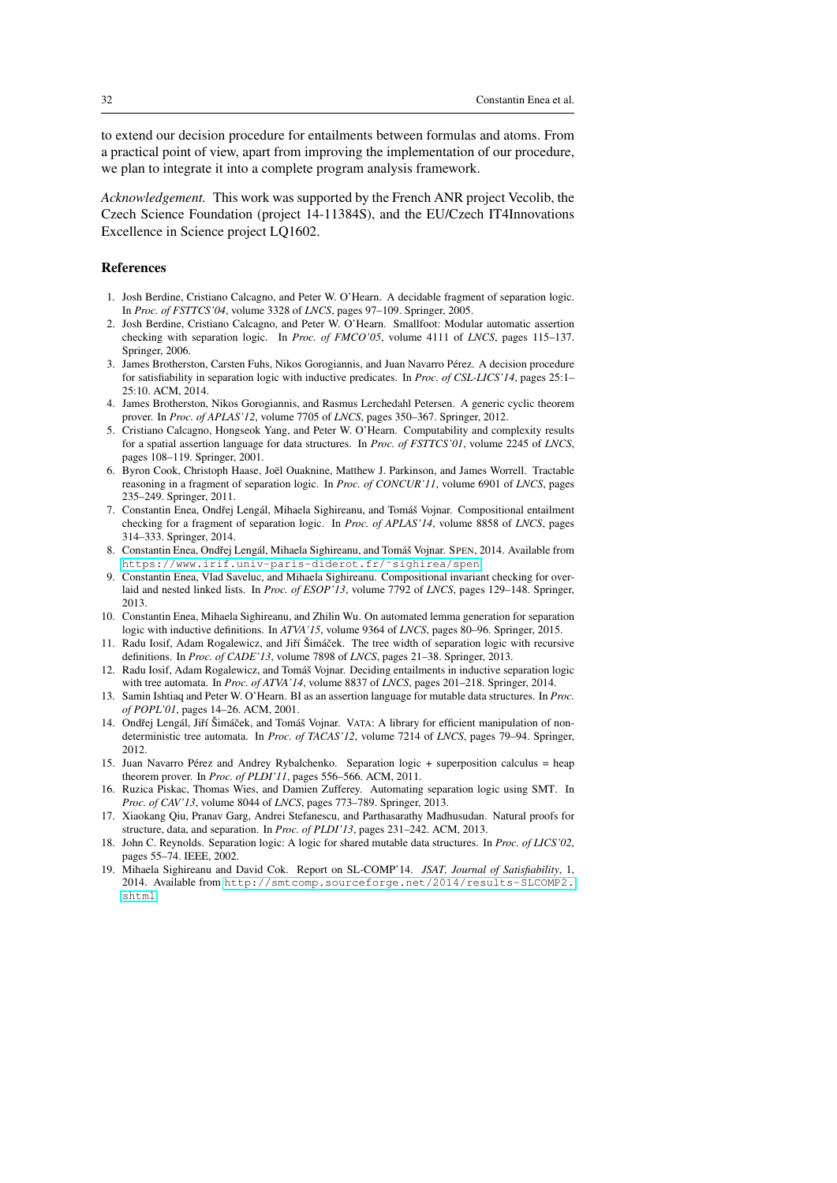to extend our decision procedure for entailments between formulas and atoms. From a practical point of view, apart from improving the implementation of our procedure, we plan to integrate it into a complete program analysis framework.

*Acknowledgement.* This work was supported by the French ANR project Vecolib, the Czech Science Foundation (project 14-11384S), and the EU/Czech IT4Innovations Excellence in Science project LQ1602.

## References

1. Josh Berdine, Cristiano Calcagno, and Peter W. O'Hearn. A decidable fragment of separation logic. In *Proc. of FSTTCS'04*, volume 3328 of *LNCS*, pages 97–109. Springer, 2005.
2. Josh Berdine, Cristiano Calcagno, and Peter W. O'Hearn. Smallfoot: Modular automatic assertion checking with separation logic. In *Proc. of FMCO'05*, volume 4111 of *LNCS*, pages 115–137. Springer, 2006.
3. James Brotherston, Carsten Fuhs, Nikos Gorogiannis, and Juan Navarro Pérez. A decision procedure for satisfiability in separation logic with inductive predicates. In *Proc. of CSL-LICS'14*, pages 25:1–25:10. ACM, 2014.
4. James Brotherston, Nikos Gorogiannis, and Rasmus Lerchedahl Petersen. A generic cyclic theorem prover. In *Proc. of APLAS'12*, volume 7705 of *LNCS*, pages 350–367. Springer, 2012.
5. Cristiano Calcagno, Hongseok Yang, and Peter W. O'Hearn. Computability and complexity results for a spatial assertion language for data structures. In *Proc. of FSTTCS'01*, volume 2245 of *LNCS*, pages 108–119. Springer, 2001.
6. Byron Cook, Christoph Haase, Joël Ouaknine, Matthew J. Parkinson, and James Worrell. Tractable reasoning in a fragment of separation logic. In *Proc. of CONCUR'11*, volume 6901 of *LNCS*, pages 235–249. Springer, 2011.
7. Constantin Enea, Ondřej Lengál, Mihaela Sighireanu, and Tomáš Vojnar. Compositional entailment checking for a fragment of separation logic. In *Proc. of APLAS'14*, volume 8858 of *LNCS*, pages 314–333. Springer, 2014.
8. Constantin Enea, Ondřej Lengál, Mihaela Sighireanu, and Tomáš Vojnar. SPEN, 2014. Available from https://www.irif.univ-paris-diderot.fr/~sighirea/spen.
9. Constantin Enea, Vlad Saveluc, and Mihaela Sighireanu. Compositional invariant checking for overlaid and nested linked lists. In *Proc. of ESOP'13*, volume 7792 of *LNCS*, pages 129–148. Springer, 2013.
10. Constantin Enea, Mihaela Sighireanu, and Zhilin Wu. On automated lemma generation for separation logic with inductive definitions. In *ATVA'15*, volume 9364 of *LNCS*, pages 80–96. Springer, 2015.
11. Radu Iosif, Adam Rogalewicz, and Jiří Šimáček. The tree width of separation logic with recursive definitions. In *Proc. of CADE'13*, volume 7898 of *LNCS*, pages 21–38. Springer, 2013.
12. Radu Iosif, Adam Rogalewicz, and Tomáš Vojnar. Deciding entailments in inductive separation logic with tree automata. In *Proc. of ATVA'14*, volume 8837 of *LNCS*, pages 201–218. Springer, 2014.
13. Samin Ishtiaq and Peter W. O'Hearn. BI as an assertion language for mutable data structures. In *Proc. of POPL'01*, pages 14–26. ACM, 2001.
14. Ondřej Lengál, Jiří Šimáček, and Tomáš Vojnar. VATA: A library for efficient manipulation of non-deterministic tree automata. In *Proc. of TACAS'12*, volume 7214 of *LNCS*, pages 79–94. Springer, 2012.
15. Juan Navarro Pérez and Andrey Rybalchenko. Separation logic + superposition calculus = heap theorem prover. In *Proc. of PLDI'11*, pages 556–566. ACM, 2011.
16. Ruzica Piskac, Thomas Wies, and Damien Zufferey. Automating separation logic using SMT. In *Proc. of CAV'13*, volume 8044 of *LNCS*, pages 773–789. Springer, 2013.
17. Xiaokang Qiu, Pranav Garg, Andrei Stefanescu, and Parthasarathy Madhusudan. Natural proofs for structure, data, and separation. In *Proc. of PLDI'13*, pages 231–242. ACM, 2013.
18. John C. Reynolds. Separation logic: A logic for shared mutable data structures. In *Proc. of LICS'02*, pages 55–74. IEEE, 2002.
19. Mihaela Sighireanu and David Cok. Report on SL-COMP'14. *JSAT, Journal of Satisfiability*, 1, 2014. Available from http://smtcomp.sourceforge.net/2014/results-SLCOMP2.shtml.